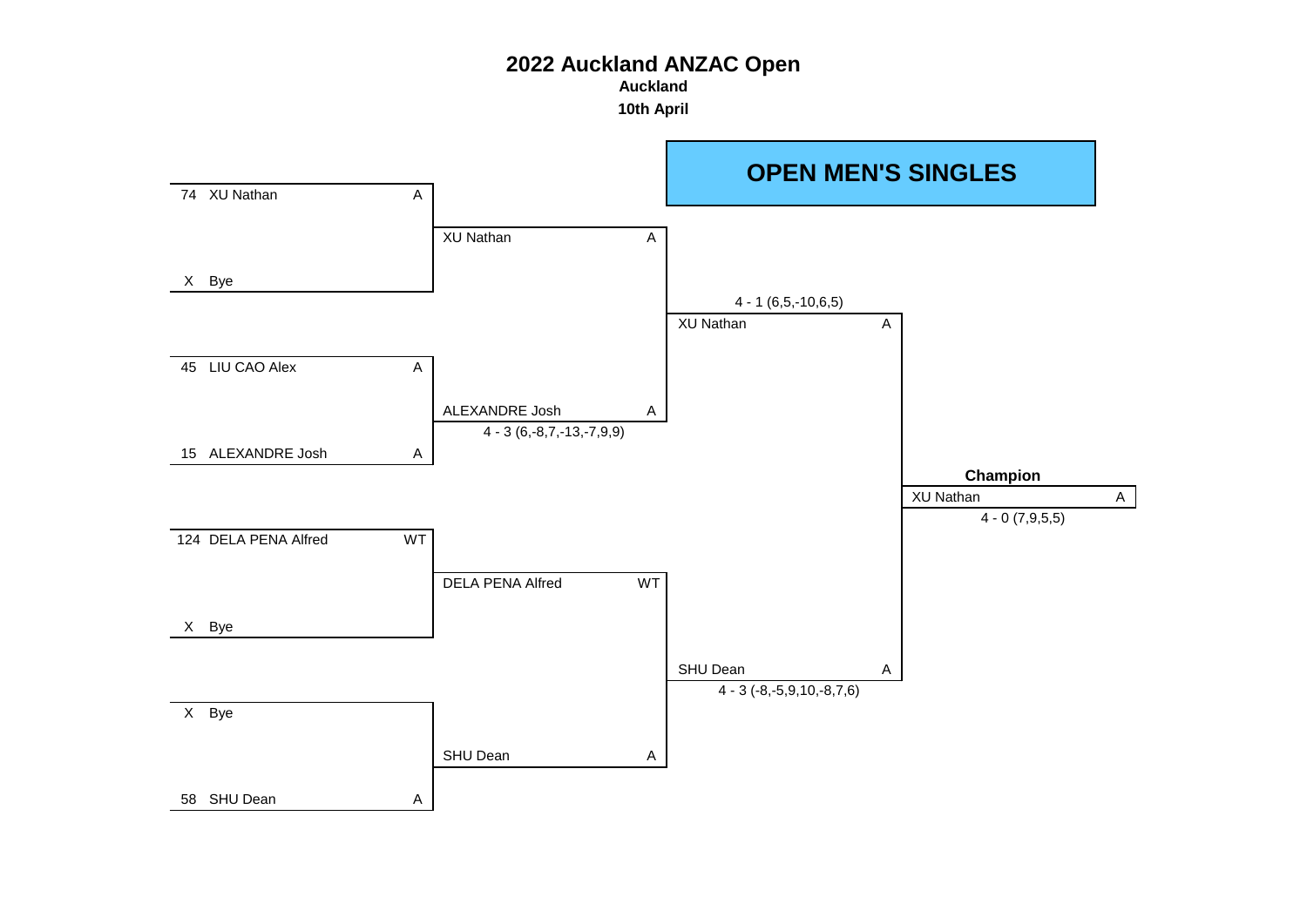# 2022 Auckland ANZAC Open

**Auckland**

**10th April**

## OPEN MEN'S SINGLES

| Round 1 | | Round 2 | | Semi-final | | Final | |
|---|---|---|---|---|---|---|---|
| 74 XU Nathan | A | XU Nathan | A | XU Nathan | A | **Champion** XU Nathan | A |
| X Bye | | | | 4 - 1 (6,5,-10,6,5) | | 4 - 0 (7,9,5,5) | |
| 45 LIU CAO Alex | A | ALEXANDRE Josh | A | | | | |
| 15 ALEXANDRE Josh | A | 4 - 3 (6,-8,7,-13,-7,9,9) | | | | | |
| 124 DELA PENA Alfred | WT | DELA PENA Alfred | WT | SHU Dean | A | | |
| X Bye | | | | 4 - 3 (-8,-5,9,10,-8,7,6) | | | |
| X Bye | | SHU Dean | A | | | | |
| 58 SHU Dean | A | | | | | | |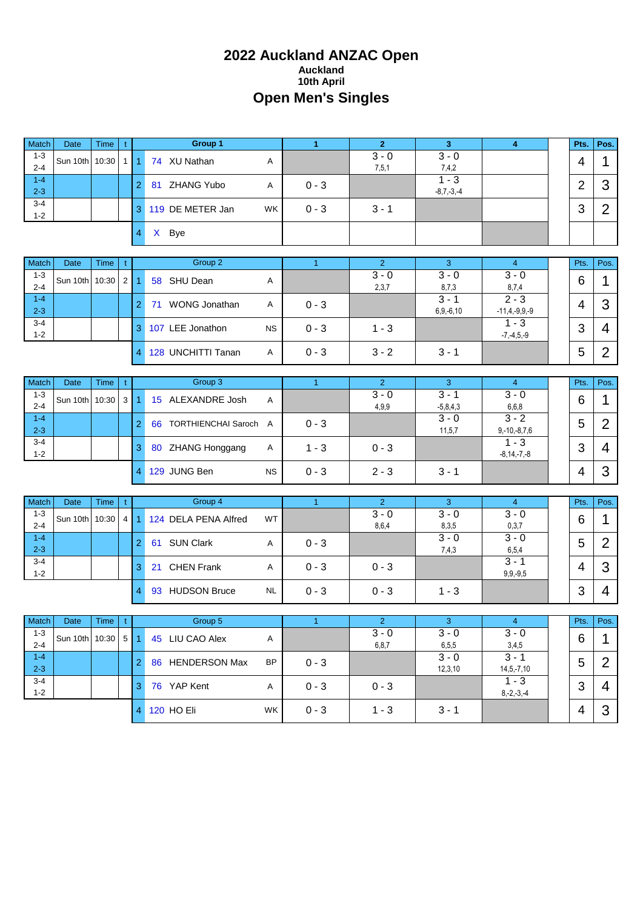# 2022 Auckland ANZAC Open

**Auckland**

**10th April**

## Open Men's Singles

| Match | Date | Time | t | | Group 1 | | 1 | 2 | 3 | 4 | | Pts. | Pos. |
|---|---|---|---|---|---|---|---|---|---|---|---|---|---|
| 1-3<br>2-4 | Sun 10th | 10:30 | 1 | 1 | 74 XU Nathan | A | | 3 - 0<br>7,5,1 | 3 - 0<br>7,4,2 | | | 4 | 1 |
| 1-4<br>2-3 | | | | 2 | 81 ZHANG Yubo | A | 0 - 3 | | 1 - 3<br>-8,7,-3,-4 | | | 2 | 3 |
| 3-4<br>1-2 | | | | 3 | 119 DE METER Jan | WK | 0 - 3 | 3 - 1 | | | | 3 | 2 |
| | | | | 4 | X Bye | | | | | | | | |

| Match | Date | Time | t | | Group 2 | | 1 | 2 | 3 | 4 | | Pts. | Pos. |
|---|---|---|---|---|---|---|---|---|---|---|---|---|---|
| 1-3<br>2-4 | Sun 10th | 10:30 | 2 | 1 | 58 SHU Dean | A | | 3 - 0<br>2,3,7 | 3 - 0<br>8,7,3 | 3 - 0<br>8,7,4 | | 6 | 1 |
| 1-4<br>2-3 | | | | 2 | 71 WONG Jonathan | A | 0 - 3 | | 3 - 1<br>6,9,-6,10 | 2 - 3<br>-11,4,-9,9,-9 | | 4 | 3 |
| 3-4<br>1-2 | | | | 3 | 107 LEE Jonathon | NS | 0 - 3 | 1 - 3 | | 1 - 3<br>-7,-4,5,-9 | | 3 | 4 |
| | | | | 4 | 128 UNCHITTI Tanan | A | 0 - 3 | 3 - 2 | 3 - 1 | | | 5 | 2 |

| Match | Date | Time | t | | Group 3 | | 1 | 2 | 3 | 4 | | Pts. | Pos. |
|---|---|---|---|---|---|---|---|---|---|---|---|---|---|
| 1-3<br>2-4 | Sun 10th | 10:30 | 3 | 1 | 15 ALEXANDRE Josh | A | | 3 - 0<br>4,9,9 | 3 - 1<br>-5,8,4,3 | 3 - 0<br>6,6,8 | | 6 | 1 |
| 1-4<br>2-3 | | | | 2 | 66 TORTHIENCHAI Saroch | A | 0 - 3 | | 3 - 0<br>11,5,7 | 3 - 2<br>9,-10,-8,7,6 | | 5 | 2 |
| 3-4<br>1-2 | | | | 3 | 80 ZHANG Honggang | A | 1 - 3 | 0 - 3 | | 1 - 3<br>-8,14,-7,-8 | | 3 | 4 |
| | | | | 4 | 129 JUNG Ben | NS | 0 - 3 | 2 - 3 | 3 - 1 | | | 4 | 3 |

| Match | Date | Time | t | | Group 4 | | 1 | 2 | 3 | 4 | | Pts. | Pos. |
|---|---|---|---|---|---|---|---|---|---|---|---|---|---|
| 1-3<br>2-4 | Sun 10th | 10:30 | 4 | 1 | 124 DELA PENA Alfred | WT | | 3 - 0<br>8,6,4 | 3 - 0<br>8,3,5 | 3 - 0<br>0,3,7 | | 6 | 1 |
| 1-4<br>2-3 | | | | 2 | 61 SUN Clark | A | 0 - 3 | | 3 - 0<br>7,4,3 | 3 - 0<br>6,5,4 | | 5 | 2 |
| 3-4<br>1-2 | | | | 3 | 21 CHEN Frank | A | 0 - 3 | 0 - 3 | | 3 - 1<br>9,9,-9,5 | | 4 | 3 |
| | | | | 4 | 93 HUDSON Bruce | NL | 0 - 3 | 0 - 3 | 1 - 3 | | | 3 | 4 |

| Match | Date | Time | t | | Group 5 | | 1 | 2 | 3 | 4 | | Pts. | Pos. |
|---|---|---|---|---|---|---|---|---|---|---|---|---|---|
| 1-3<br>2-4 | Sun 10th | 10:30 | 5 | 1 | 45 LIU CAO Alex | A | | 3 - 0<br>6,8,7 | 3 - 0<br>6,5,5 | 3 - 0<br>3,4,5 | | 6 | 1 |
| 1-4<br>2-3 | | | | 2 | 86 HENDERSON Max | BP | 0 - 3 | | 3 - 0<br>12,3,10 | 3 - 1<br>14,5,-7,10 | | 5 | 2 |
| 3-4<br>1-2 | | | | 3 | 76 YAP Kent | A | 0 - 3 | 0 - 3 | | 1 - 3<br>8,-2,-3,-4 | | 3 | 4 |
| | | | | 4 | 120 HO Eli | WK | 0 - 3 | 1 - 3 | 3 - 1 | | | 4 | 3 |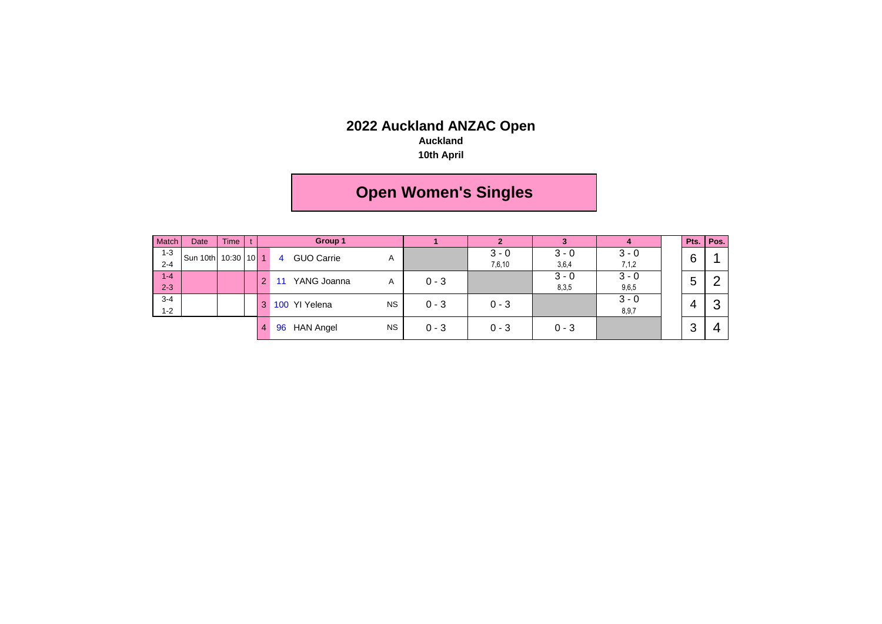# 2022 Auckland ANZAC Open

**Auckland**

**10th April**

## Open Women's Singles

| Match | Date | Time | t |
|---|---|---|---|
| 1-3<br>2-4 | Sun 10th | 10:30 | 10 |
| 1-4<br>2-3 | | | |
| 3-4<br>1-2 | | | |

| | Group 1 | | 1 | 2 | 3 | 4 | Pts. | Pos. |
|---|---|---|---|---|---|---|---|---|
| 1 | 4 GUO Carrie | A | | 3 - 0<br>7,6,10 | 3 - 0<br>3,6,4 | 3 - 0<br>7,1,2 | 6 | 1 |
| 2 | 11 YANG Joanna | A | 0 - 3 | | 3 - 0<br>8,3,5 | 3 - 0<br>9,6,5 | 5 | 2 |
| 3 | 100 YI Yelena | NS | 0 - 3 | 0 - 3 | | 3 - 0<br>8,9,7 | 4 | 3 |
| 4 | 96 HAN Angel | NS | 0 - 3 | 0 - 3 | 0 - 3 | | 3 | 4 |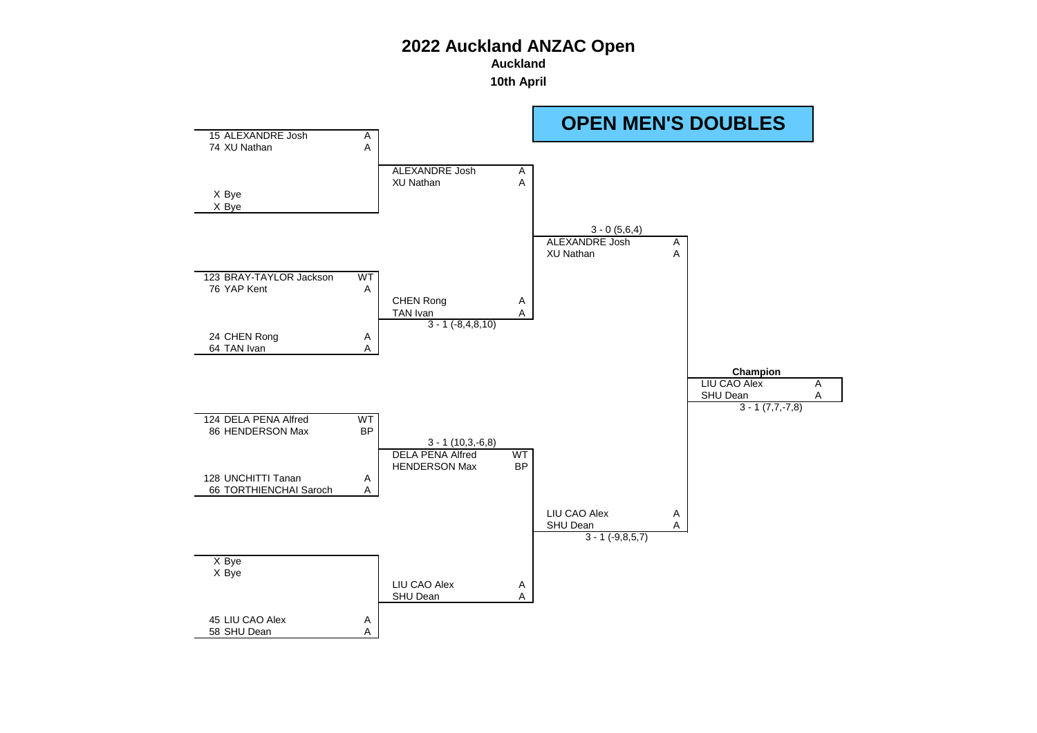# 2022 Auckland ANZAC Open

**Auckland**

**10th April**

## OPEN MEN'S DOUBLES

### First Round

| Seed | Player | Club |
|---|---|---|
| 15 | ALEXANDRE Josh | A |
| 74 | XU Nathan | A |
| X | Bye | |
| X | Bye | |
| 123 | BRAY-TAYLOR Jackson | WT |
| 76 | YAP Kent | A |
| 24 | CHEN Rong | A |
| 64 | TAN Ivan | A |
| 124 | DELA PENA Alfred | WT |
| 86 | HENDERSON Max | BP |
| 128 | UNCHITTI Tanan | A |
| 66 | TORTHIENCHAI Saroch | A |
| X | Bye | |
| X | Bye | |
| 45 | LIU CAO Alex | A |
| 58 | SHU Dean | A |

### Second Round

| Players | Club | Score |
|---|---|---|
| ALEXANDRE Josh / XU Nathan | A / A | |
| CHEN Rong / TAN Ivan | A / A | 3 - 1 (-8,4,8,10) |
| DELA PENA Alfred / HENDERSON Max | WT / BP | 3 - 1 (10,3,-6,8) |
| LIU CAO Alex / SHU Dean | A / A | |

### Semi-Finals

| Players | Club | Score |
|---|---|---|
| ALEXANDRE Josh / XU Nathan | A / A | 3 - 0 (5,6,4) |
| LIU CAO Alex / SHU Dean | A / A | 3 - 1 (-9,8,5,7) |

### Champion

| Players | Club | Score |
|---|---|---|
| LIU CAO Alex / SHU Dean | A / A | 3 - 1 (7,7,-7,8) |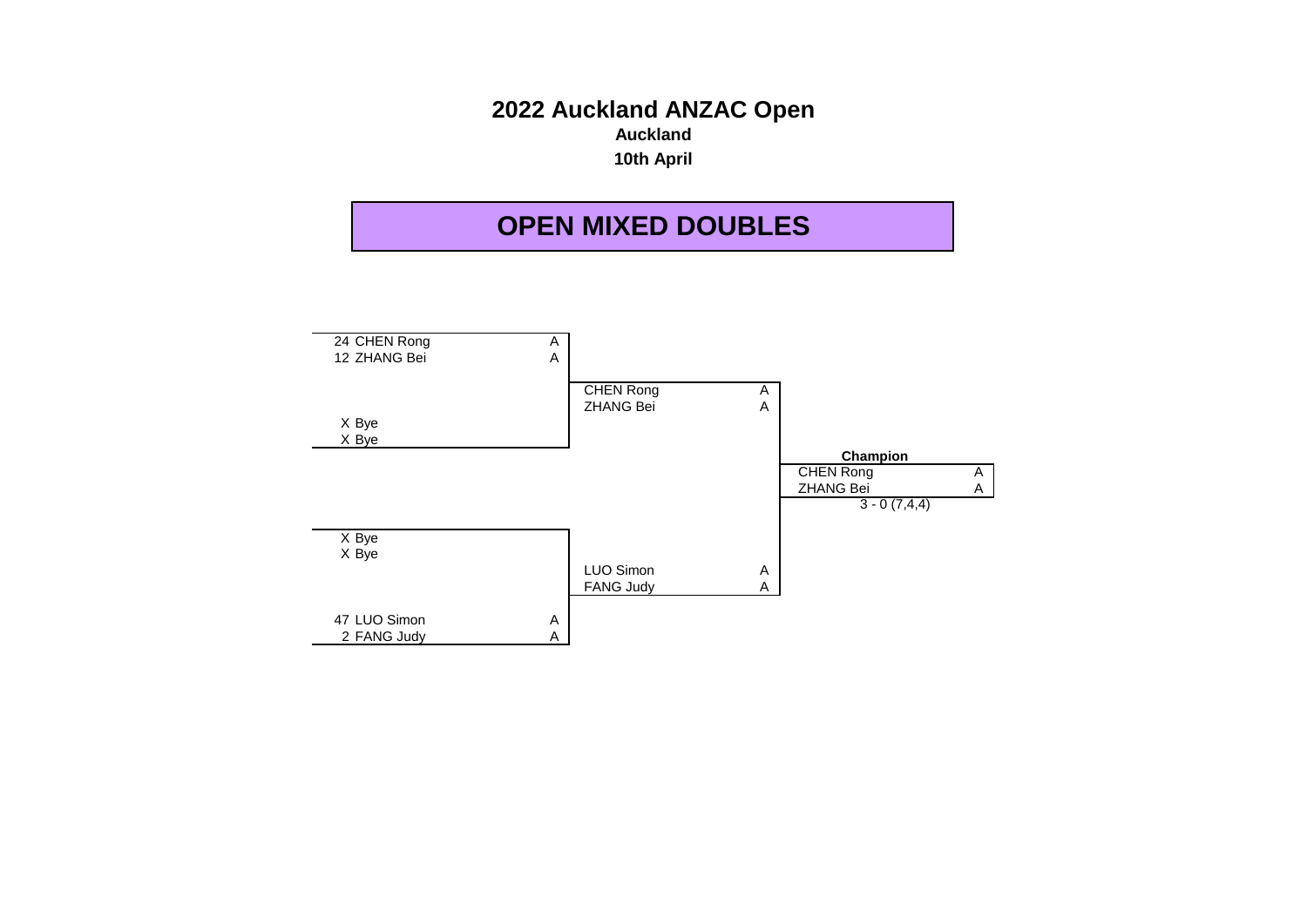# 2022 Auckland ANZAC Open

**Auckland**

**10th April**

## OPEN MIXED DOUBLES

| Round 1 | | Final | | Champion | |
|---|---|---|---|---|---|
| 24 CHEN Rong | A | | | | |
| 12 ZHANG Bei | A | | | | |
| | | CHEN Rong | A | | |
| | | ZHANG Bei | A | | |
| X Bye | | | | | |
| X Bye | | | | | |
| | | | | CHEN Rong | A |
| | | | | ZHANG Bei | A |
| | | | | 3 - 0 (7,4,4) | |
| X Bye | | | | | |
| X Bye | | | | | |
| | | LUO Simon | A | | |
| | | FANG Judy | A | | |
| 47 LUO Simon | A | | | | |
| 2 FANG Judy | A | | | | |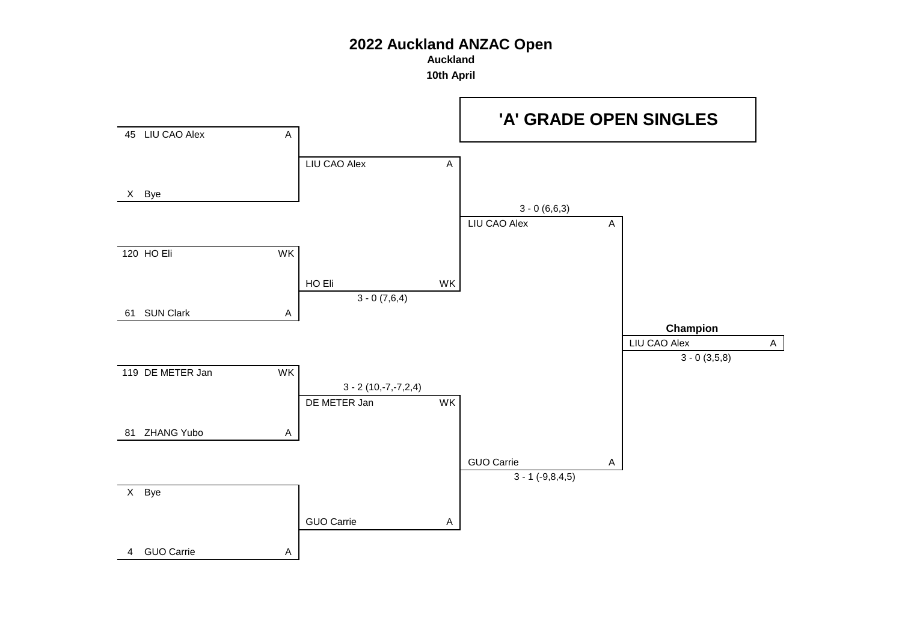# 2022 Auckland ANZAC Open

**Auckland**

**10th April**

## 'A' GRADE OPEN SINGLES

| Round 1 | | | Round 2 | | Semi-Final | | Final | |
|---|---|---|---|---|---|---|---|---|
| 45 | LIU CAO Alex | A | LIU CAO Alex | A | LIU CAO Alex | A | | |
| X | Bye | | | | 3 - 0 (6,6,3) | | | |
| 120 | HO Eli | WK | HO Eli | WK | | | | |
| 61 | SUN Clark | A | 3 - 0 (7,6,4) | | | | | |
| | | | | | | | **Champion** | |
| | | | | | | | LIU CAO Alex | A |
| | | | | | | | 3 - 0 (3,5,8) | |
| 119 | DE METER Jan | WK | DE METER Jan | WK | | | | |
| 81 | ZHANG Yubo | A | 3 - 2 (10,-7,-7,2,4) | | | | | |
| X | Bye | | GUO Carrie | A | GUO Carrie | A | | |
| 4 | GUO Carrie | A | | | 3 - 1 (-9,8,4,5) | | | |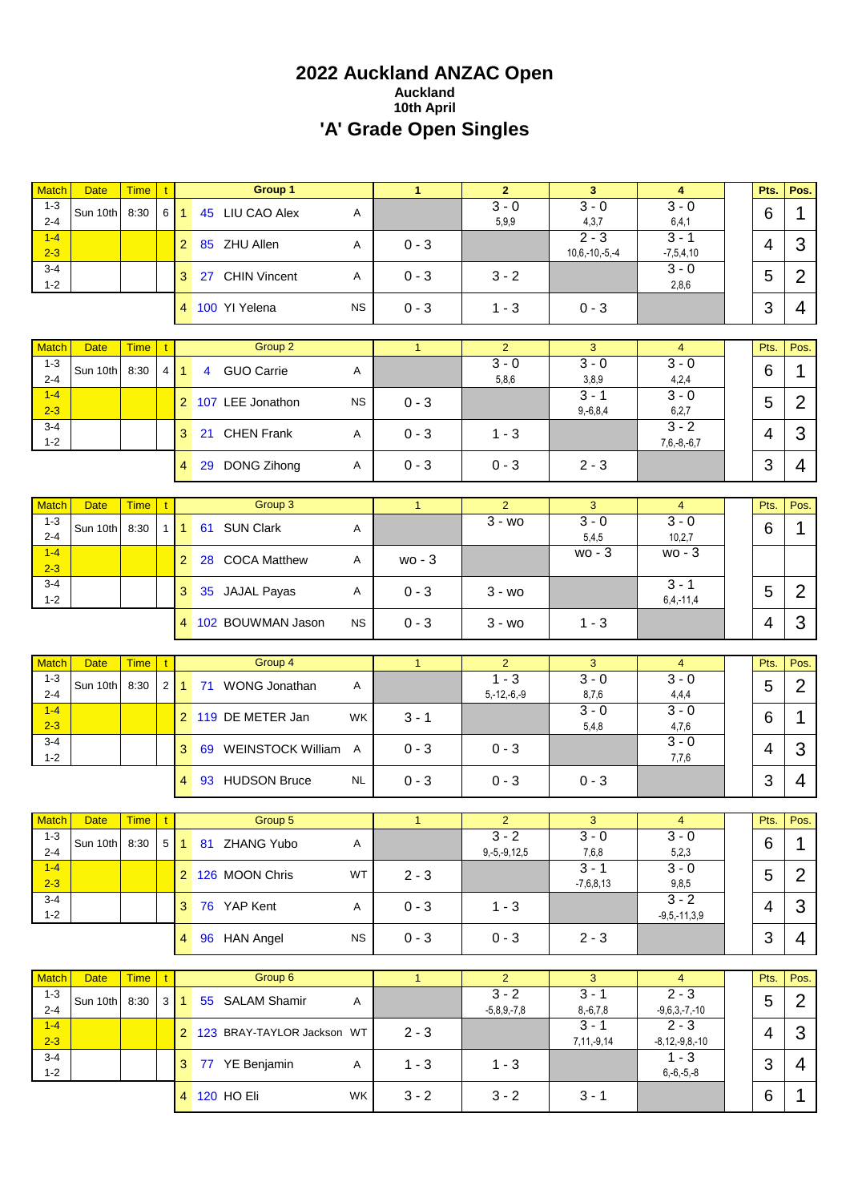# 2022 Auckland ANZAC Open

**Auckland**

**10th April**

## 'A' Grade Open Singles

| Match | Date | Time | t | | Group 1 | | 1 | 2 | 3 | 4 | | Pts. | Pos. |
|---|---|---|---|---|---|---|---|---|---|---|---|---|---|
| 1-3 2-4 | Sun 10th | 8:30 | 6 | 1 | 45 LIU CAO Alex | A | | 3 - 0 5,9,9 | 3 - 0 4,3,7 | 3 - 0 6,4,1 | | 6 | 1 |
| 1-4 2-3 | | | | 2 | 85 ZHU Allen | A | 0 - 3 | | 2 - 3 10,6,-10,-5,-4 | 3 - 1 -7,5,4,10 | | 4 | 3 |
| 3-4 1-2 | | | | 3 | 27 CHIN Vincent | A | 0 - 3 | 3 - 2 | | 3 - 0 2,8,6 | | 5 | 2 |
| | | | | 4 | 100 YI Yelena | NS | 0 - 3 | 1 - 3 | 0 - 3 | | | 3 | 4 |

| Match | Date | Time | t | | Group 2 | | 1 | 2 | 3 | 4 | | Pts. | Pos. |
|---|---|---|---|---|---|---|---|---|---|---|---|---|---|
| 1-3 2-4 | Sun 10th | 8:30 | 4 | 1 | 4 GUO Carrie | A | | 3 - 0 5,8,6 | 3 - 0 3,8,9 | 3 - 0 4,2,4 | | 6 | 1 |
| 1-4 2-3 | | | | 2 | 107 LEE Jonathon | NS | 0 - 3 | | 3 - 1 9,-6,8,4 | 3 - 0 6,2,7 | | 5 | 2 |
| 3-4 1-2 | | | | 3 | 21 CHEN Frank | A | 0 - 3 | 1 - 3 | | 3 - 2 7,6,-8,-6,7 | | 4 | 3 |
| | | | | 4 | 29 DONG Zihong | A | 0 - 3 | 0 - 3 | 2 - 3 | | | 3 | 4 |

| Match | Date | Time | t | | Group 3 | | 1 | 2 | 3 | 4 | | Pts. | Pos. |
|---|---|---|---|---|---|---|---|---|---|---|---|---|---|
| 1-3 2-4 | Sun 10th | 8:30 | 1 | 1 | 61 SUN Clark | A | | 3 - wo | 3 - 0 5,4,5 | 3 - 0 10,2,7 | | 6 | 1 |
| 1-4 2-3 | | | | 2 | 28 COCA Matthew | A | wo - 3 | | wo - 3 | wo - 3 | | | |
| 3-4 1-2 | | | | 3 | 35 JAJAL Payas | A | 0 - 3 | 3 - wo | | 3 - 1 6,4,-11,4 | | 5 | 2 |
| | | | | 4 | 102 BOUWMAN Jason | NS | 0 - 3 | 3 - wo | 1 - 3 | | | 4 | 3 |

| Match | Date | Time | t | | Group 4 | | 1 | 2 | 3 | 4 | | Pts. | Pos. |
|---|---|---|---|---|---|---|---|---|---|---|---|---|---|
| 1-3 2-4 | Sun 10th | 8:30 | 2 | 1 | 71 WONG Jonathan | A | | 1 - 3 5,-12,-6,-9 | 3 - 0 8,7,6 | 3 - 0 4,4,4 | | 5 | 2 |
| 1-4 2-3 | | | | 2 | 119 DE METER Jan | WK | 3 - 1 | | 3 - 0 5,4,8 | 3 - 0 4,7,6 | | 6 | 1 |
| 3-4 1-2 | | | | 3 | 69 WEINSTOCK William | A | 0 - 3 | 0 - 3 | | 3 - 0 7,7,6 | | 4 | 3 |
| | | | | 4 | 93 HUDSON Bruce | NL | 0 - 3 | 0 - 3 | 0 - 3 | | | 3 | 4 |

| Match | Date | Time | t | | Group 5 | | 1 | 2 | 3 | 4 | | Pts. | Pos. |
|---|---|---|---|---|---|---|---|---|---|---|---|---|---|
| 1-3 2-4 | Sun 10th | 8:30 | 5 | 1 | 81 ZHANG Yubo | A | | 3 - 2 9,-5,-9,12,5 | 3 - 0 7,6,8 | 3 - 0 5,2,3 | | 6 | 1 |
| 1-4 2-3 | | | | 2 | 126 MOON Chris | WT | 2 - 3 | | 3 - 1 -7,6,8,13 | 3 - 0 9,8,5 | | 5 | 2 |
| 3-4 1-2 | | | | 3 | 76 YAP Kent | A | 0 - 3 | 1 - 3 | | 3 - 2 -9,5,-11,3,9 | | 4 | 3 |
| | | | | 4 | 96 HAN Angel | NS | 0 - 3 | 0 - 3 | 2 - 3 | | | 3 | 4 |

| Match | Date | Time | t | | Group 6 | | 1 | 2 | 3 | 4 | | Pts. | Pos. |
|---|---|---|---|---|---|---|---|---|---|---|---|---|---|
| 1-3 2-4 | Sun 10th | 8:30 | 3 | 1 | 55 SALAM Shamir | A | | 3 - 2 -5,8,9,-7,8 | 3 - 1 8,-6,7,8 | 2 - 3 -9,6,3,-7,-10 | | 5 | 2 |
| 1-4 2-3 | | | | 2 | 123 BRAY-TAYLOR Jackson | WT | 2 - 3 | | 3 - 1 7,11,-9,14 | 2 - 3 -8,12,-9,8,-10 | | 4 | 3 |
| 3-4 1-2 | | | | 3 | 77 YE Benjamin | A | 1 - 3 | 1 - 3 | | 1 - 3 6,-6,-5,-8 | | 3 | 4 |
| | | | | 4 | 120 HO Eli | WK | 3 - 2 | 3 - 2 | 3 - 1 | | | 6 | 1 |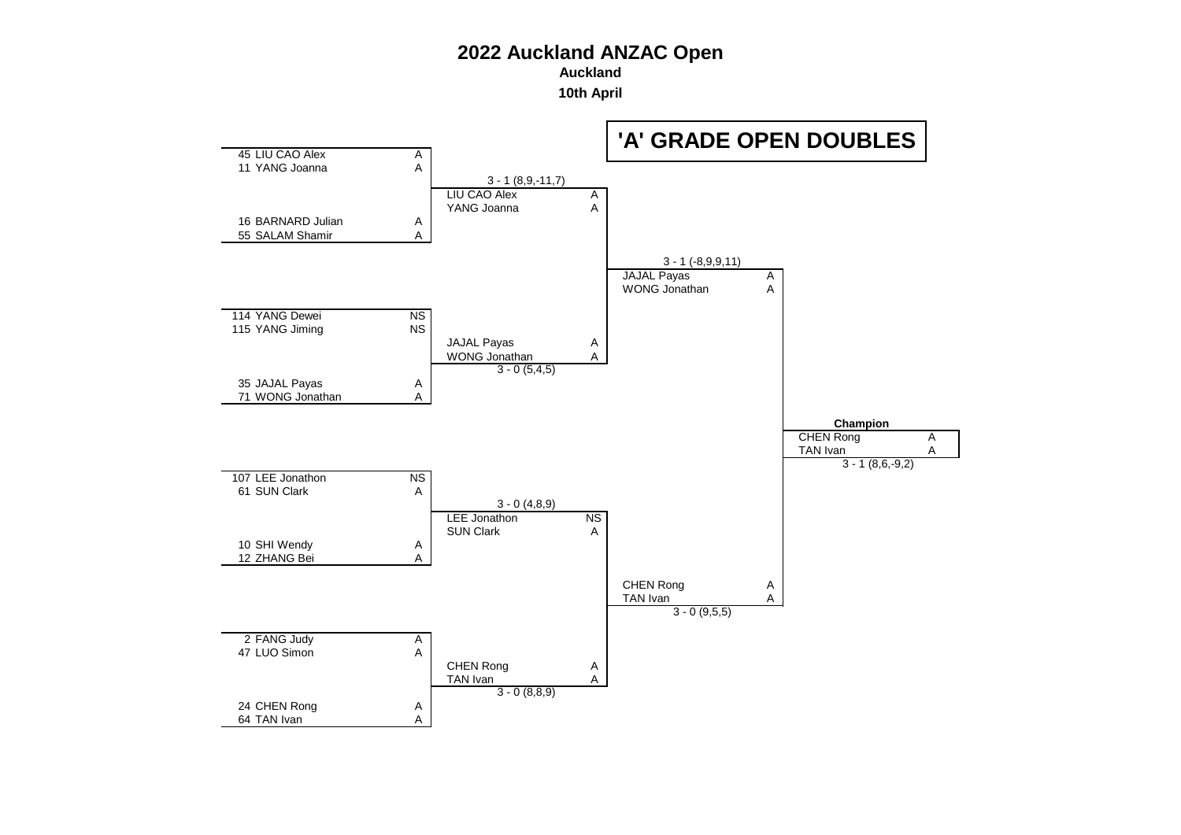# 2022 Auckland ANZAC Open

**Auckland**

**10th April**

## 'A' GRADE OPEN DOUBLES

### Round 1

| Seed | Player | Grade |
|---|---|---|
| 45 | LIU CAO Alex | A |
| 11 | YANG Joanna | A |
| 16 | BARNARD Julian | A |
| 55 | SALAM Shamir | A |
| 114 | YANG Dewei | NS |
| 115 | YANG Jiming | NS |
| 35 | JAJAL Payas | A |
| 71 | WONG Jonathan | A |
| 107 | LEE Jonathon | NS |
| 61 | SUN Clark | A |
| 10 | SHI Wendy | A |
| 12 | ZHANG Bei | A |
| 2 | FANG Judy | A |
| 47 | LUO Simon | A |
| 24 | CHEN Rong | A |
| 64 | TAN Ivan | A |

### Quarter-finals

| Winner | Grade | Score |
|---|---|---|
| LIU CAO Alex / YANG Joanna | A / A | 3 - 1 (8,9,-11,7) |
| JAJAL Payas / WONG Jonathan | A / A | 3 - 0 (5,4,5) |
| LEE Jonathon / SUN Clark | NS / A | 3 - 0 (4,8,9) |
| CHEN Rong / TAN Ivan | A / A | 3 - 0 (8,8,9) |

### Semi-finals

| Winner | Grade | Score |
|---|---|---|
| JAJAL Payas / WONG Jonathan | A / A | 3 - 1 (-8,9,9,11) |
| CHEN Rong / TAN Ivan | A / A | 3 - 0 (9,5,5) |

### Champion

| Winner | Grade | Score |
|---|---|---|
| CHEN Rong / TAN Ivan | A / A | 3 - 1 (8,6,-9,2) |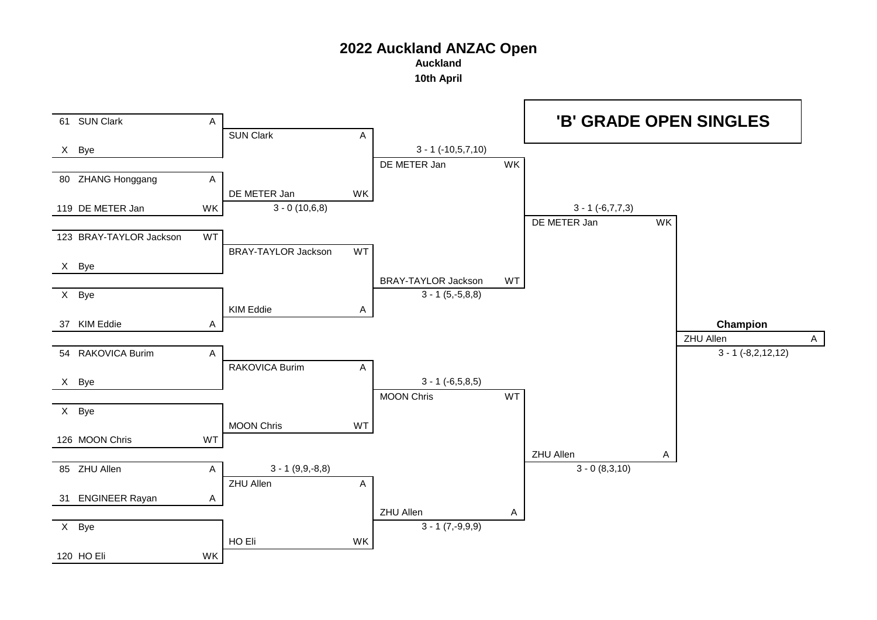# 2022 Auckland ANZAC Open

**Auckland**

**10th April**

## 'B' GRADE OPEN SINGLES

### Round 1

| Seed | Player | Club |
|---|---|---|
| 61 | SUN Clark | A |
| X | Bye | |
| 80 | ZHANG Honggang | A |
| 119 | DE METER Jan | WK |
| 123 | BRAY-TAYLOR Jackson | WT |
| X | Bye | |
| X | Bye | |
| 37 | KIM Eddie | A |
| 54 | RAKOVICA Burim | A |
| X | Bye | |
| X | Bye | |
| 126 | MOON Chris | WT |
| 85 | ZHU Allen | A |
| 31 | ENGINEER Rayan | A |
| X | Bye | |
| 120 | HO Eli | WK |

### Round 2

| Player | Club | Score |
|---|---|---|
| SUN Clark | A | |
| DE METER Jan | WK | 3 - 0 (10,6,8) |
| BRAY-TAYLOR Jackson | WT | |
| KIM Eddie | A | |
| RAKOVICA Burim | A | |
| MOON Chris | WT | |
| ZHU Allen | A | 3 - 1 (9,9,-8,8) |
| HO Eli | WK | |

### Quarter-finals

| Player | Club | Score |
|---|---|---|
| DE METER Jan | WK | 3 - 1 (-10,5,7,10) |
| BRAY-TAYLOR Jackson | WT | 3 - 1 (5,-5,8,8) |
| MOON Chris | WT | 3 - 1 (-6,5,8,5) |
| ZHU Allen | A | 3 - 1 (7,-9,9,9) |

### Semi-finals

| Player | Club | Score |
|---|---|---|
| DE METER Jan | WK | 3 - 1 (-6,7,7,3) |
| ZHU Allen | A | 3 - 0 (8,3,10) |

### Champion

| Player | Club | Score |
|---|---|---|
| ZHU Allen | A | 3 - 1 (-8,2,12,12) |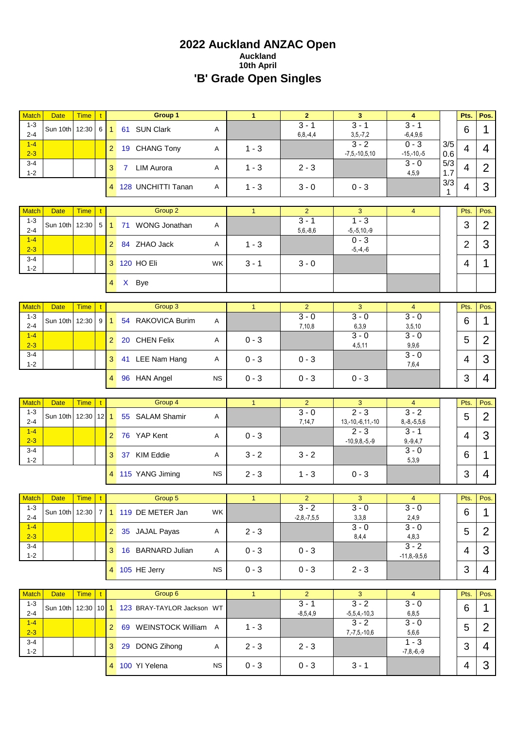# 2022 Auckland ANZAC Open

### Auckland

### 10th April

## 'B' Grade Open Singles

| Match | Date | Time | t | | | Group 1 | | 1 | 2 | 3 | 4 | | Pts. | Pos. |
|---|---|---|---|---|---|---|---|---|---|---|---|---|---|---|
| 1-3<br>2-4 | Sun 10th | 12:30 | 6 | 1 | 61 | SUN Clark | A | | 3 - 1<br>6,8,-4,4 | 3 - 1<br>3,5,-7,2 | 3 - 1<br>-6,4,9,6 | | 6 | 1 |
| 1-4<br>2-3 | | | | 2 | 19 | CHANG Tony | A | 1 - 3 | | 3 - 2<br>-7,5,-10,5,10 | 0 - 3<br>-15,-10,-5 | 3/5<br>0.6 | 4 | 4 |
| 3-4<br>1-2 | | | | 3 | 7 | LIM Aurora | A | 1 - 3 | 2 - 3 | | 3 - 0<br>4,5,9 | 5/3<br>1.7 | 4 | 2 |
| | | | | 4 | 128 | UNCHITTI Tanan | A | 1 - 3 | 3 - 0 | 0 - 3 | | 3/3<br>1 | 4 | 3 |

| Match | Date | Time | t | | | Group 2 | | 1 | 2 | 3 | 4 | | Pts. | Pos. |
|---|---|---|---|---|---|---|---|---|---|---|---|---|---|---|
| 1-3<br>2-4 | Sun 10th | 12:30 | 5 | 1 | 71 | WONG Jonathan | A | | 3 - 1<br>5,6,-8,6 | 1 - 3<br>-5,-5,10,-9 | | | 3 | 2 |
| 1-4<br>2-3 | | | | 2 | 84 | ZHAO Jack | A | 1 - 3 | | 0 - 3<br>-5,-4,-6 | | | 2 | 3 |
| 3-4<br>1-2 | | | | 3 | 120 | HO Eli | WK | 3 - 1 | 3 - 0 | | | | 4 | 1 |
| | | | | 4 | X | Bye | | | | | | | | |

| Match | Date | Time | t | | | Group 3 | | 1 | 2 | 3 | 4 | | Pts. | Pos. |
|---|---|---|---|---|---|---|---|---|---|---|---|---|---|---|
| 1-3<br>2-4 | Sun 10th | 12:30 | 9 | 1 | 54 | RAKOVICA Burim | A | | 3 - 0<br>7,10,8 | 3 - 0<br>6,3,9 | 3 - 0<br>3,5,10 | | 6 | 1 |
| 1-4<br>2-3 | | | | 2 | 20 | CHEN Felix | A | 0 - 3 | | 3 - 0<br>4,5,11 | 3 - 0<br>9,9,6 | | 5 | 2 |
| 3-4<br>1-2 | | | | 3 | 41 | LEE Nam Hang | A | 0 - 3 | 0 - 3 | | 3 - 0<br>7,6,4 | | 4 | 3 |
| | | | | 4 | 96 | HAN Angel | NS | 0 - 3 | 0 - 3 | 0 - 3 | | | 3 | 4 |

| Match | Date | Time | t | | | Group 4 | | 1 | 2 | 3 | 4 | | Pts. | Pos. |
|---|---|---|---|---|---|---|---|---|---|---|---|---|---|---|
| 1-3<br>2-4 | Sun 10th | 12:30 | 12 | 1 | 55 | SALAM Shamir | A | | 3 - 0<br>7,14,7 | 2 - 3<br>13,-10,-6,11,-10 | 3 - 2<br>8,-8,-5,5,6 | | 5 | 2 |
| 1-4<br>2-3 | | | | 2 | 76 | YAP Kent | A | 0 - 3 | | 2 - 3<br>-10,9,8,-5,-9 | 3 - 1<br>9,-9,4,7 | | 4 | 3 |
| 3-4<br>1-2 | | | | 3 | 37 | KIM Eddie | A | 3 - 2 | 3 - 2 | | 3 - 0<br>5,3,9 | | 6 | 1 |
| | | | | 4 | 115 | YANG Jiming | NS | 2 - 3 | 1 - 3 | 0 - 3 | | | 3 | 4 |

| Match | Date | Time | t | | | Group 5 | | 1 | 2 | 3 | 4 | | Pts. | Pos. |
|---|---|---|---|---|---|---|---|---|---|---|---|---|---|---|
| 1-3<br>2-4 | Sun 10th | 12:30 | 7 | 1 | 119 | DE METER Jan | WK | | 3 - 2<br>-2,8,-7,5,5 | 3 - 0<br>3,3,8 | 3 - 0<br>2,4,9 | | 6 | 1 |
| 1-4<br>2-3 | | | | 2 | 35 | JAJAL Payas | A | 2 - 3 | | 3 - 0<br>8,4,4 | 3 - 0<br>4,8,3 | | 5 | 2 |
| 3-4<br>1-2 | | | | 3 | 16 | BARNARD Julian | A | 0 - 3 | 0 - 3 | | 3 - 2<br>-11,8,-9,5,6 | | 4 | 3 |
| | | | | 4 | 105 | HE Jerry | NS | 0 - 3 | 0 - 3 | 2 - 3 | | | 3 | 4 |

| Match | Date | Time | t | | | Group 6 | | 1 | 2 | 3 | 4 | | Pts. | Pos. |
|---|---|---|---|---|---|---|---|---|---|---|---|---|---|---|
| 1-3<br>2-4 | Sun 10th | 12:30 | 10 | 1 | 123 | BRAY-TAYLOR Jackson | WT | | 3 - 1<br>-8,5,4,9 | 3 - 2<br>-5,5,4,-10,3 | 3 - 0<br>6,8,5 | | 6 | 1 |
| 1-4<br>2-3 | | | | 2 | 69 | WEINSTOCK William | A | 1 - 3 | | 3 - 2<br>7,-7,5,-10,6 | 3 - 0<br>5,6,6 | | 5 | 2 |
| 3-4<br>1-2 | | | | 3 | 29 | DONG Zihong | A | 2 - 3 | 2 - 3 | | 1 - 3<br>-7,8,-6,-9 | | 3 | 4 |
| | | | | 4 | 100 | YI Yelena | NS | 0 - 3 | 0 - 3 | 3 - 1 | | | 4 | 3 |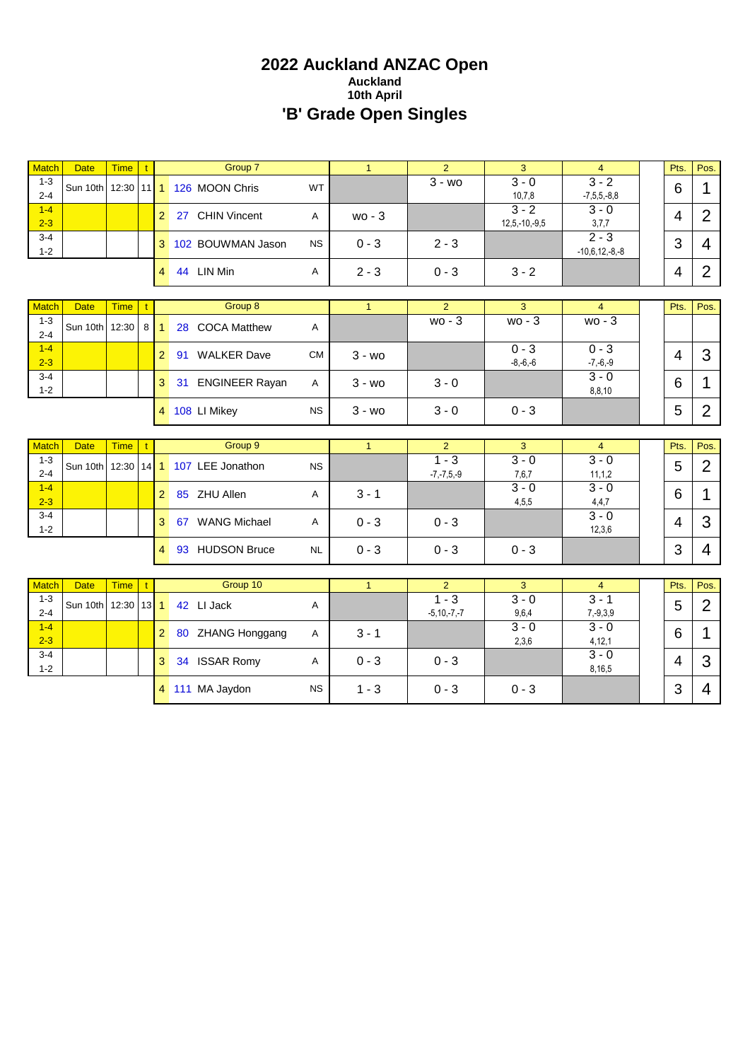# 2022 Auckland ANZAC Open

### Auckland

### 10th April

## 'B' Grade Open Singles

| Match | Date | Time | t | | Group 7 | | 1 | 2 | 3 | 4 | | Pts. | Pos. |
|---|---|---|---|---|---|---|---|---|---|---|---|---|---|
| 1-3<br>2-4 | Sun 10th | 12:30 | 11 | 1 | 126 MOON Chris | WT | | 3 - wo | 3 - 0<br>10,7,8 | 3 - 2<br>-7,5,5,-8,8 | | 6 | 1 |
| 1-4<br>2-3 | | | | 2 | 27 CHIN Vincent | A | wo - 3 | | 3 - 2<br>12,5,-10,-9,5 | 3 - 0<br>3,7,7 | | 4 | 2 |
| 3-4<br>1-2 | | | | 3 | 102 BOUWMAN Jason | NS | 0 - 3 | 2 - 3 | | 2 - 3<br>-10,6,12,-8,-8 | | 3 | 4 |
| | | | | 4 | 44 LIN Min | A | 2 - 3 | 0 - 3 | 3 - 2 | | | 4 | 2 |

| Match | Date | Time | t | | Group 8 | | 1 | 2 | 3 | 4 | | Pts. | Pos. |
|---|---|---|---|---|---|---|---|---|---|---|---|---|---|
| 1-3<br>2-4 | Sun 10th | 12:30 | 8 | 1 | 28 COCA Matthew | A | | wo - 3 | wo - 3 | wo - 3 | | | |
| 1-4<br>2-3 | | | | 2 | 91 WALKER Dave | CM | 3 - wo | | 0 - 3<br>-8,-6,-6 | 0 - 3<br>-7,-6,-9 | | 4 | 3 |
| 3-4<br>1-2 | | | | 3 | 31 ENGINEER Rayan | A | 3 - wo | 3 - 0 | | 3 - 0<br>8,8,10 | | 6 | 1 |
| | | | | 4 | 108 LI Mikey | NS | 3 - wo | 3 - 0 | 0 - 3 | | | 5 | 2 |

| Match | Date | Time | t | | Group 9 | | 1 | 2 | 3 | 4 | | Pts. | Pos. |
|---|---|---|---|---|---|---|---|---|---|---|---|---|---|
| 1-3<br>2-4 | Sun 10th | 12:30 | 14 | 1 | 107 LEE Jonathon | NS | | 1 - 3<br>-7,-7,5,-9 | 3 - 0<br>7,6,7 | 3 - 0<br>11,1,2 | | 5 | 2 |
| 1-4<br>2-3 | | | | 2 | 85 ZHU Allen | A | 3 - 1 | | 3 - 0<br>4,5,5 | 3 - 0<br>4,4,7 | | 6 | 1 |
| 3-4<br>1-2 | | | | 3 | 67 WANG Michael | A | 0 - 3 | 0 - 3 | | 3 - 0<br>12,3,6 | | 4 | 3 |
| | | | | 4 | 93 HUDSON Bruce | NL | 0 - 3 | 0 - 3 | 0 - 3 | | | 3 | 4 |

| Match | Date | Time | t | | Group 10 | | 1 | 2 | 3 | 4 | | Pts. | Pos. |
|---|---|---|---|---|---|---|---|---|---|---|---|---|---|
| 1-3<br>2-4 | Sun 10th | 12:30 | 13 | 1 | 42 LI Jack | A | | 1 - 3<br>-5,10,-7,-7 | 3 - 0<br>9,6,4 | 3 - 1<br>7,-9,3,9 | | 5 | 2 |
| 1-4<br>2-3 | | | | 2 | 80 ZHANG Honggang | A | 3 - 1 | | 3 - 0<br>2,3,6 | 3 - 0<br>4,12,1 | | 6 | 1 |
| 3-4<br>1-2 | | | | 3 | 34 ISSAR Romy | A | 0 - 3 | 0 - 3 | | 3 - 0<br>8,16,5 | | 4 | 3 |
| | | | | 4 | 111 MA Jaydon | NS | 1 - 3 | 0 - 3 | 0 - 3 | | | 3 | 4 |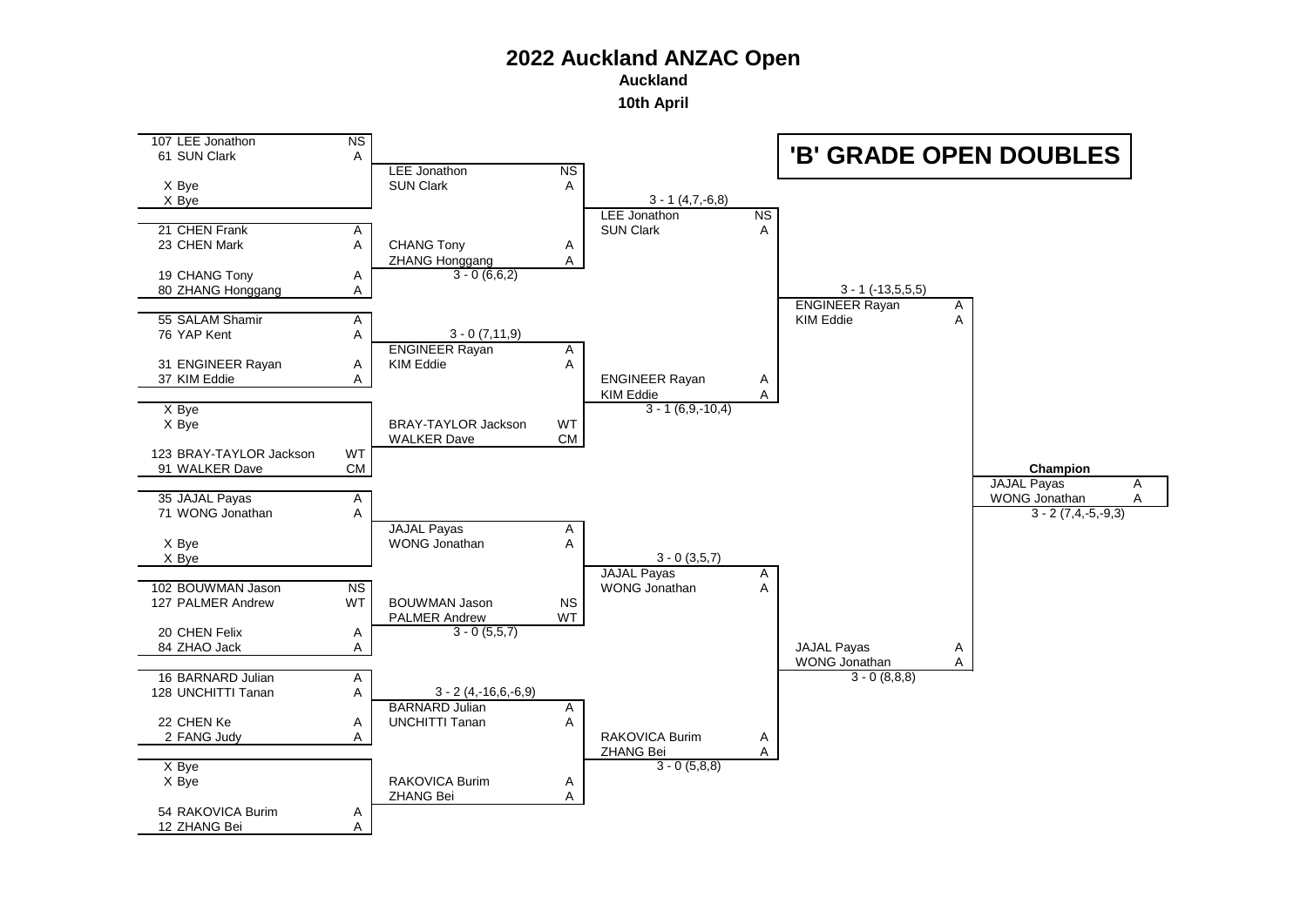# 2022 Auckland ANZAC Open

**Auckland**

**10th April**

## 'B' GRADE OPEN DOUBLES

### Round 1

| Pair | Club | Opponent | Club | Result |
|---|---|---|---|---|
| 107 LEE Jonathon / 61 SUN Clark | NS / A | X Bye / X Bye | | LEE Jonathon / SUN Clark |
| 21 CHEN Frank / 23 CHEN Mark | A / A | 19 CHANG Tony / 80 ZHANG Honggang | A / A | CHANG Tony / ZHANG Honggang 3 - 0 (6,6,2) |
| 55 SALAM Shamir / 76 YAP Kent | A / A | 31 ENGINEER Rayan / 37 KIM Eddie | A / A | ENGINEER Rayan / KIM Eddie 3 - 0 (7,11,9) |
| X Bye / X Bye | | 123 BRAY-TAYLOR Jackson / 91 WALKER Dave | WT / CM | BRAY-TAYLOR Jackson / WALKER Dave |
| 35 JAJAL Payas / 71 WONG Jonathan | A / A | X Bye / X Bye | | JAJAL Payas / WONG Jonathan |
| 102 BOUWMAN Jason / 127 PALMER Andrew | NS / WT | 20 CHEN Felix / 84 ZHAO Jack | A / A | BOUWMAN Jason / PALMER Andrew 3 - 0 (5,5,7) |
| 16 BARNARD Julian / 128 UNCHITTI Tanan | A / A | 22 CHEN Ke / 2 FANG Judy | A / A | BARNARD Julian / UNCHITTI Tanan 3 - 2 (4,-16,6,-6,9) |
| X Bye / X Bye | | 54 RAKOVICA Burim / 12 ZHANG Bei | A / A | RAKOVICA Burim / ZHANG Bei |

### Quarter-finals

| Pair | Club | Opponent | Club | Result |
|---|---|---|---|---|
| LEE Jonathon / SUN Clark | NS / A | CHANG Tony / ZHANG Honggang | A / A | LEE Jonathon / SUN Clark 3 - 1 (4,7,-6,8) |
| ENGINEER Rayan / KIM Eddie | A / A | BRAY-TAYLOR Jackson / WALKER Dave | WT / CM | ENGINEER Rayan / KIM Eddie 3 - 1 (6,9,-10,4) |
| JAJAL Payas / WONG Jonathan | A / A | BOUWMAN Jason / PALMER Andrew | NS / WT | JAJAL Payas / WONG Jonathan 3 - 0 (3,5,7) |
| BARNARD Julian / UNCHITTI Tanan | A / A | RAKOVICA Burim / ZHANG Bei | A / A | RAKOVICA Burim / ZHANG Bei 3 - 0 (5,8,8) |

### Semi-finals

| Pair | Club | Opponent | Club | Result |
|---|---|---|---|---|
| LEE Jonathon / SUN Clark | NS / A | ENGINEER Rayan / KIM Eddie | A / A | ENGINEER Rayan / KIM Eddie 3 - 1 (-13,5,5,5) |
| JAJAL Payas / WONG Jonathan | A / A | RAKOVICA Burim / ZHANG Bei | A / A | JAJAL Payas / WONG Jonathan 3 - 0 (8,8,8) |

### Final

| Pair | Club | Opponent | Club | Result |
|---|---|---|---|---|
| ENGINEER Rayan / KIM Eddie | A / A | JAJAL Payas / WONG Jonathan | A / A | JAJAL Payas / WONG Jonathan 3 - 2 (7,4,-5,-9,3) |

**Champion**

JAJAL Payas — A
WONG Jonathan — A

3 - 2 (7,4,-5,-9,3)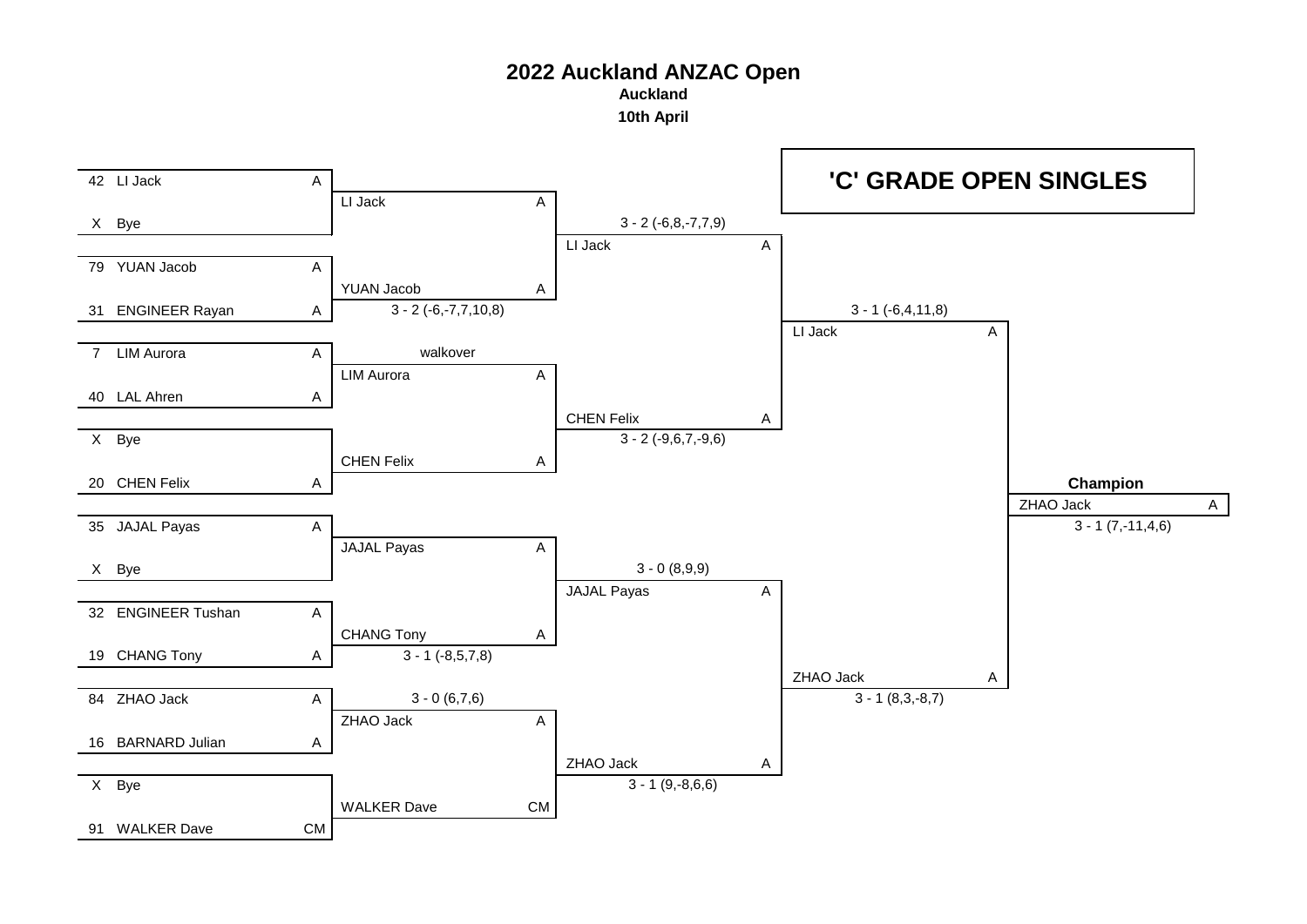# 2022 Auckland ANZAC Open

**Auckland**

**10th April**

## 'C' GRADE OPEN SINGLES

### Round 1

| Seed | Player | Grade |
|---|---|---|
| 42 | LI Jack | A |
| X | Bye | |
| 79 | YUAN Jacob | A |
| 31 | ENGINEER Rayan | A |
| 7 | LIM Aurora | A |
| 40 | LAL Ahren | A |
| X | Bye | |
| 20 | CHEN Felix | A |
| 35 | JAJAL Payas | A |
| X | Bye | |
| 32 | ENGINEER Tushan | A |
| 19 | CHANG Tony | A |
| 84 | ZHAO Jack | A |
| 16 | BARNARD Julian | A |
| X | Bye | |
| 91 | WALKER Dave | CM |

### Round 2

| Winner | Grade | Score |
|---|---|---|
| LI Jack | A | |
| YUAN Jacob | A | 3 - 2 (-6,-7,7,10,8) |
| LIM Aurora | A | walkover |
| CHEN Felix | A | |
| JAJAL Payas | A | |
| CHANG Tony | A | 3 - 1 (-8,5,7,8) |
| ZHAO Jack | A | 3 - 0 (6,7,6) |
| WALKER Dave | CM | |

### Quarterfinals

| Winner | Grade | Score |
|---|---|---|
| LI Jack | A | 3 - 2 (-6,8,-7,7,9) |
| CHEN Felix | A | 3 - 2 (-9,6,7,-9,6) |
| JAJAL Payas | A | 3 - 0 (8,9,9) |
| ZHAO Jack | A | 3 - 1 (9,-8,6,6) |

### Semifinals

| Winner | Grade | Score |
|---|---|---|
| LI Jack | A | 3 - 1 (-6,4,11,8) |
| ZHAO Jack | A | 3 - 1 (8,3,-8,7) |

### Champion

| Winner | Grade | Score |
|---|---|---|
| ZHAO Jack | A | 3 - 1 (7,-11,4,6) |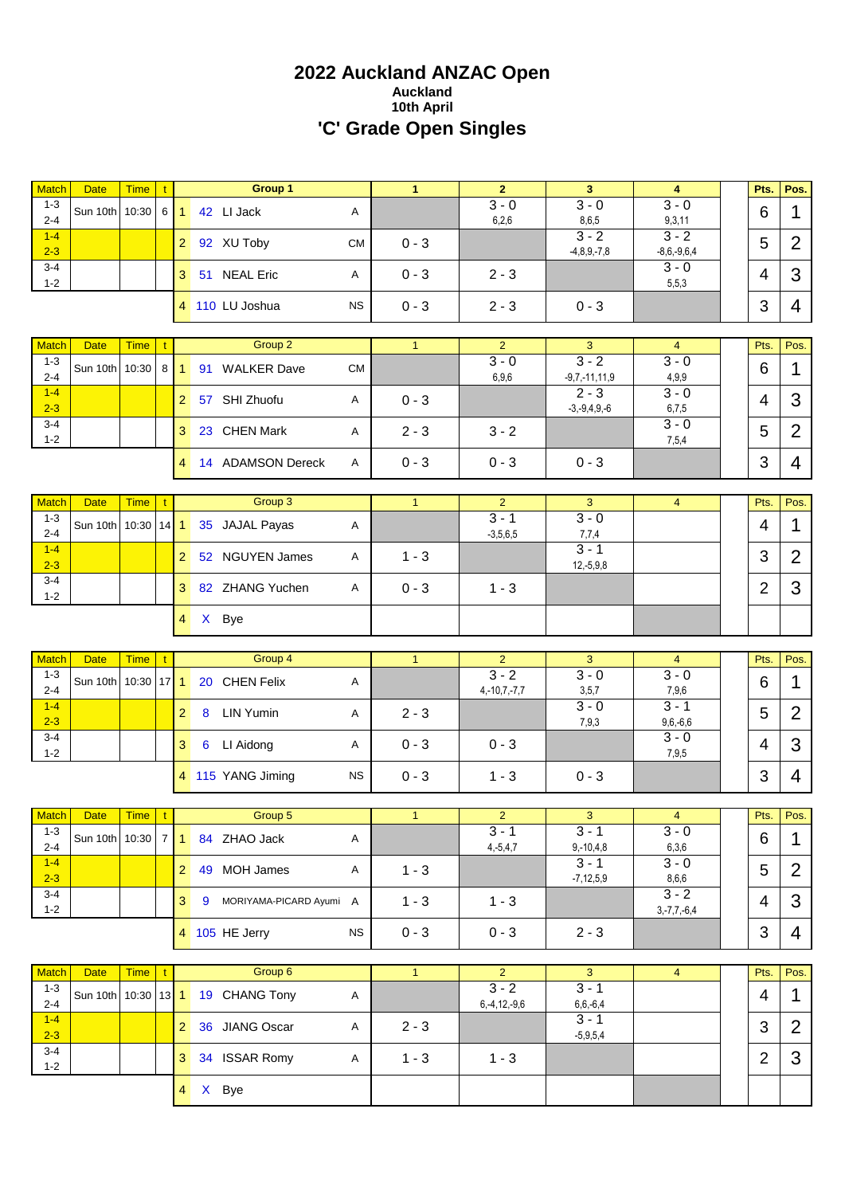# 2022 Auckland ANZAC Open

**Auckland**

**10th April**

## 'C' Grade Open Singles

| Match | Date | Time | t | | | Group 1 | | 1 | 2 | 3 | 4 | | Pts. | Pos. |
|---|---|---|---|---|---|---|---|---|---|---|---|---|---|---|
| 1-3<br>2-4 | Sun 10th | 10:30 | 6 | 1 | 42 | LI Jack | A | | 3 - 0<br>6,2,6 | 3 - 0<br>8,6,5 | 3 - 0<br>9,3,11 | | 6 | 1 |
| 1-4<br>2-3 | | | | 2 | 92 | XU Toby | CM | 0 - 3 | | 3 - 2<br>-4,8,9,-7,8 | 3 - 2<br>-8,6,-9,6,4 | | 5 | 2 |
| 3-4<br>1-2 | | | | 3 | 51 | NEAL Eric | A | 0 - 3 | 2 - 3 | | 3 - 0<br>5,5,3 | | 4 | 3 |
| | | | | 4 | 110 | LU Joshua | NS | 0 - 3 | 2 - 3 | 0 - 3 | | | 3 | 4 |

| Match | Date | Time | t | | | Group 2 | | 1 | 2 | 3 | 4 | | Pts. | Pos. |
|---|---|---|---|---|---|---|---|---|---|---|---|---|---|---|
| 1-3<br>2-4 | Sun 10th | 10:30 | 8 | 1 | 91 | WALKER Dave | CM | | 3 - 0<br>6,9,6 | 3 - 2<br>-9,7,-11,11,9 | 3 - 0<br>4,9,9 | | 6 | 1 |
| 1-4<br>2-3 | | | | 2 | 57 | SHI Zhuofu | A | 0 - 3 | | 2 - 3<br>-3,-9,4,9,-6 | 3 - 0<br>6,7,5 | | 4 | 3 |
| 3-4<br>1-2 | | | | 3 | 23 | CHEN Mark | A | 2 - 3 | 3 - 2 | | 3 - 0<br>7,5,4 | | 5 | 2 |
| | | | | 4 | 14 | ADAMSON Dereck | A | 0 - 3 | 0 - 3 | 0 - 3 | | | 3 | 4 |

| Match | Date | Time | t | | | Group 3 | | 1 | 2 | 3 | 4 | | Pts. | Pos. |
|---|---|---|---|---|---|---|---|---|---|---|---|---|---|---|
| 1-3<br>2-4 | Sun 10th | 10:30 | 14 | 1 | 35 | JAJAL Payas | A | | 3 - 1<br>-3,5,6,5 | 3 - 0<br>7,7,4 | | | 4 | 1 |
| 1-4<br>2-3 | | | | 2 | 52 | NGUYEN James | A | 1 - 3 | | 3 - 1<br>12,-5,9,8 | | | 3 | 2 |
| 3-4<br>1-2 | | | | 3 | 82 | ZHANG Yuchen | A | 0 - 3 | 1 - 3 | | | | 2 | 3 |
| | | | | 4 | X | Bye | | | | | | | | |

| Match | Date | Time | t | | | Group 4 | | 1 | 2 | 3 | 4 | | Pts. | Pos. |
|---|---|---|---|---|---|---|---|---|---|---|---|---|---|---|
| 1-3<br>2-4 | Sun 10th | 10:30 | 17 | 1 | 20 | CHEN Felix | A | | 3 - 2<br>4,-10,7,-7,7 | 3 - 0<br>3,5,7 | 3 - 0<br>7,9,6 | | 6 | 1 |
| 1-4<br>2-3 | | | | 2 | 8 | LIN Yumin | A | 2 - 3 | | 3 - 0<br>7,9,3 | 3 - 1<br>9,6,-6,6 | | 5 | 2 |
| 3-4<br>1-2 | | | | 3 | 6 | LI Aidong | A | 0 - 3 | 0 - 3 | | 3 - 0<br>7,9,5 | | 4 | 3 |
| | | | | 4 | 115 | YANG Jiming | NS | 0 - 3 | 1 - 3 | 0 - 3 | | | 3 | 4 |

| Match | Date | Time | t | | | Group 5 | | 1 | 2 | 3 | 4 | | Pts. | Pos. |
|---|---|---|---|---|---|---|---|---|---|---|---|---|---|---|
| 1-3<br>2-4 | Sun 10th | 10:30 | 7 | 1 | 84 | ZHAO Jack | A | | 3 - 1<br>4,-5,4,7 | 3 - 1<br>9,-10,4,8 | 3 - 0<br>6,3,6 | | 6 | 1 |
| 1-4<br>2-3 | | | | 2 | 49 | MOH James | A | 1 - 3 | | 3 - 1<br>-7,12,5,9 | 3 - 0<br>8,6,6 | | 5 | 2 |
| 3-4<br>1-2 | | | | 3 | 9 | MORIYAMA-PICARD Ayumi | A | 1 - 3 | 1 - 3 | | 3 - 2<br>3,-7,7,-6,4 | | 4 | 3 |
| | | | | 4 | 105 | HE Jerry | NS | 0 - 3 | 0 - 3 | 2 - 3 | | | 3 | 4 |

| Match | Date | Time | t | | | Group 6 | | 1 | 2 | 3 | 4 | | Pts. | Pos. |
|---|---|---|---|---|---|---|---|---|---|---|---|---|---|---|
| 1-3<br>2-4 | Sun 10th | 10:30 | 13 | 1 | 19 | CHANG Tony | A | | 3 - 2<br>6,-4,12,-9,6 | 3 - 1<br>6,6,-6,4 | | | 4 | 1 |
| 1-4<br>2-3 | | | | 2 | 36 | JIANG Oscar | A | 2 - 3 | | 3 - 1<br>-5,9,5,4 | | | 3 | 2 |
| 3-4<br>1-2 | | | | 3 | 34 | ISSAR Romy | A | 1 - 3 | 1 - 3 | | | | 2 | 3 |
| | | | | 4 | X | Bye | | | | | | | | |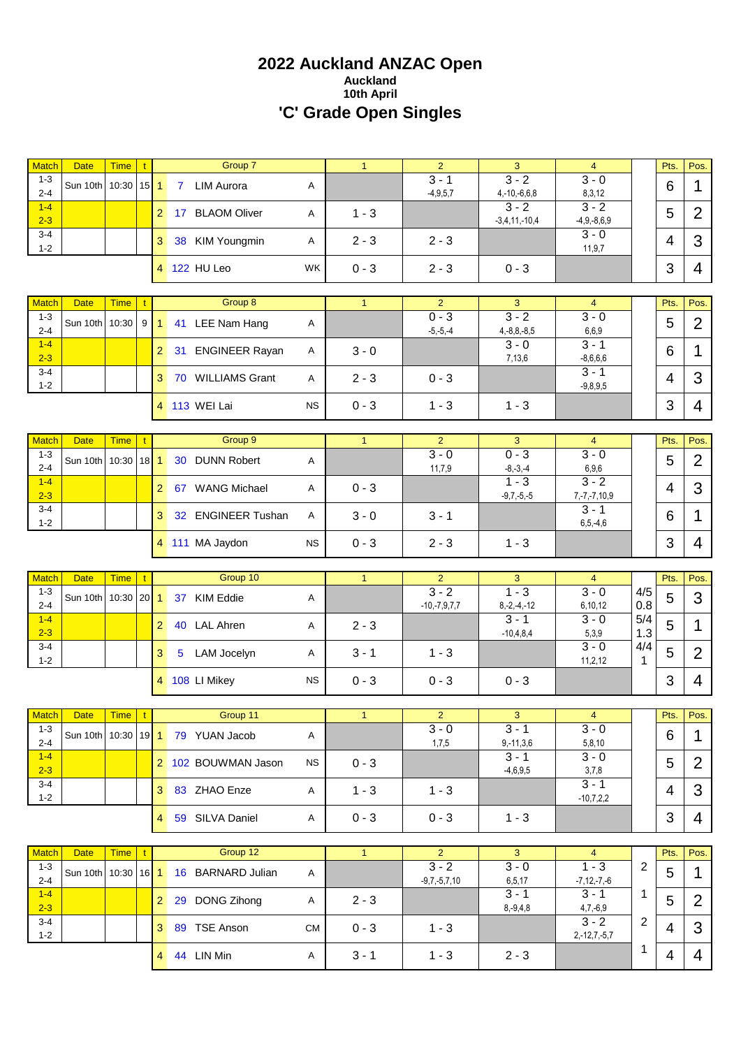# 2022 Auckland ANZAC Open

**Auckland**

**10th April**

## 'C' Grade Open Singles

| Match | Date | Time | t | | | Group 7 | | 1 | 2 | 3 | 4 | | Pts. | Pos. |
|---|---|---|---|---|---|---|---|---|---|---|---|---|---|---|
| 1-3 / 2-4 | Sun 10th | 10:30 | 15 | 1 | 7 | LIM Aurora | A | | 3 - 1 (-4,9,5,7) | 3 - 2 (4,-10,-6,6,8) | 3 - 0 (8,3,12) | | 6 | 1 |
| 1-4 / 2-3 | | | | 2 | 17 | BLAOM Oliver | A | 1 - 3 | | 3 - 2 (-3,4,11,-10,4) | 3 - 2 (-4,9,-8,6,9) | | 5 | 2 |
| 3-4 / 1-2 | | | | 3 | 38 | KIM Youngmin | A | 2 - 3 | 2 - 3 | | 3 - 0 (11,9,7) | | 4 | 3 |
| | | | | 4 | 122 | HU Leo | WK | 0 - 3 | 2 - 3 | 0 - 3 | | | 3 | 4 |

| Match | Date | Time | t | | | Group 8 | | 1 | 2 | 3 | 4 | | Pts. | Pos. |
|---|---|---|---|---|---|---|---|---|---|---|---|---|---|---|
| 1-3 / 2-4 | Sun 10th | 10:30 | 9 | 1 | 41 | LEE Nam Hang | A | | 0 - 3 (-5,-5,-4) | 3 - 2 (4,-8,8,-8,5) | 3 - 0 (6,6,9) | | 5 | 2 |
| 1-4 / 2-3 | | | | 2 | 31 | ENGINEER Rayan | A | 3 - 0 | | 3 - 0 (7,13,6) | 3 - 1 (-8,6,6,6) | | 6 | 1 |
| 3-4 / 1-2 | | | | 3 | 70 | WILLIAMS Grant | A | 2 - 3 | 0 - 3 | | 3 - 1 (-9,8,9,5) | | 4 | 3 |
| | | | | 4 | 113 | WEI Lai | NS | 0 - 3 | 1 - 3 | 1 - 3 | | | 3 | 4 |

| Match | Date | Time | t | | | Group 9 | | 1 | 2 | 3 | 4 | | Pts. | Pos. |
|---|---|---|---|---|---|---|---|---|---|---|---|---|---|---|
| 1-3 / 2-4 | Sun 10th | 10:30 | 18 | 1 | 30 | DUNN Robert | A | | 3 - 0 (11,7,9) | 0 - 3 (-8,-3,-4) | 3 - 0 (6,9,6) | | 5 | 2 |
| 1-4 / 2-3 | | | | 2 | 67 | WANG Michael | A | 0 - 3 | | 1 - 3 (-9,7,-5,-5) | 3 - 2 (7,-7,-7,10,9) | | 4 | 3 |
| 3-4 / 1-2 | | | | 3 | 32 | ENGINEER Tushan | A | 3 - 0 | 3 - 1 | | 3 - 1 (6,5,-4,6) | | 6 | 1 |
| | | | | 4 | 111 | MA Jaydon | NS | 0 - 3 | 2 - 3 | 1 - 3 | | | 3 | 4 |

| Match | Date | Time | t | | | Group 10 | | 1 | 2 | 3 | 4 | | Pts. | Pos. |
|---|---|---|---|---|---|---|---|---|---|---|---|---|---|---|
| 1-3 / 2-4 | Sun 10th | 10:30 | 20 | 1 | 37 | KIM Eddie | A | | 3 - 2 (-10,-7,9,7,7) | 1 - 3 (8,-2,-4,-12) | 3 - 0 (6,10,12) | 4/5 0.8 | 5 | 3 |
| 1-4 / 2-3 | | | | 2 | 40 | LAL Ahren | A | 2 - 3 | | 3 - 1 (-10,4,8,4) | 3 - 0 (5,3,9) | 5/4 1.3 | 5 | 1 |
| 3-4 / 1-2 | | | | 3 | 5 | LAM Jocelyn | A | 3 - 1 | 1 - 3 | | 3 - 0 (11,2,12) | 4/4 1 | 5 | 2 |
| | | | | 4 | 108 | LI Mikey | NS | 0 - 3 | 0 - 3 | 0 - 3 | | | 3 | 4 |

| Match | Date | Time | t | | | Group 11 | | 1 | 2 | 3 | 4 | | Pts. | Pos. |
|---|---|---|---|---|---|---|---|---|---|---|---|---|---|---|
| 1-3 / 2-4 | Sun 10th | 10:30 | 19 | 1 | 79 | YUAN Jacob | A | | 3 - 0 (1,7,5) | 3 - 1 (9,-11,3,6) | 3 - 0 (5,8,10) | | 6 | 1 |
| 1-4 / 2-3 | | | | 2 | 102 | BOUWMAN Jason | NS | 0 - 3 | | 3 - 1 (-4,6,9,5) | 3 - 0 (3,7,8) | | 5 | 2 |
| 3-4 / 1-2 | | | | 3 | 83 | ZHAO Enze | A | 1 - 3 | 1 - 3 | | 3 - 1 (-10,7,2,2) | | 4 | 3 |
| | | | | 4 | 59 | SILVA Daniel | A | 0 - 3 | 0 - 3 | 1 - 3 | | | 3 | 4 |

| Match | Date | Time | t | | | Group 12 | | 1 | 2 | 3 | 4 | | Pts. | Pos. |
|---|---|---|---|---|---|---|---|---|---|---|---|---|---|---|
| 1-3 / 2-4 | Sun 10th | 10:30 | 16 | 1 | 16 | BARNARD Julian | A | | 3 - 2 (-9,7,-5,7,10) | 3 - 0 (6,5,17) | 1 - 3 (-7,12,-7,-6) | 2 | 5 | 1 |
| 1-4 / 2-3 | | | | 2 | 29 | DONG Zihong | A | 2 - 3 | | 3 - 1 (8,-9,4,8) | 3 - 1 (4,7,-6,9) | 1 | 5 | 2 |
| 3-4 / 1-2 | | | | 3 | 89 | TSE Anson | CM | 0 - 3 | 1 - 3 | | 3 - 2 (2,-12,7,-5,7) | 2 | 4 | 3 |
| | | | | 4 | 44 | LIN Min | A | 3 - 1 | 1 - 3 | 2 - 3 | | 1 | 4 | 4 |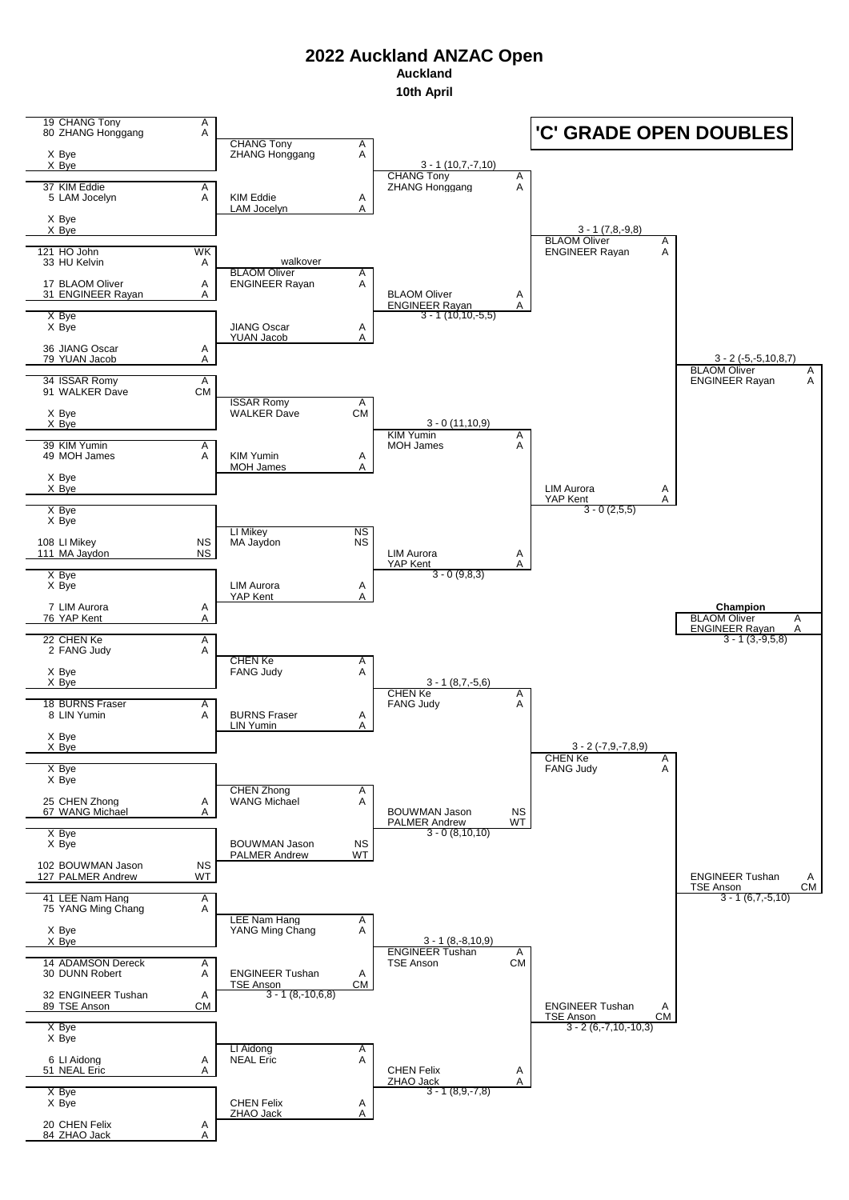# 2022 Auckland ANZAC Open

**Auckland**

**10th April**

## 'C' GRADE OPEN DOUBLES

### Round 1

| Pair | Club |
|---|---|
| 19 CHANG Tony / 80 ZHANG Honggang | A / A |
| X Bye / X Bye | |
| 37 KIM Eddie / 5 LAM Jocelyn | A / A |
| X Bye / X Bye | |
| 121 HO John / 33 HU Kelvin | WK / A |
| 17 BLAOM Oliver / 31 ENGINEER Rayan | A / A |
| X Bye / X Bye | |
| 36 JIANG Oscar / 79 YUAN Jacob | A / A |
| 34 ISSAR Romy / 91 WALKER Dave | A / CM |
| X Bye / X Bye | |
| 39 KIM Yumin / 49 MOH James | A / A |
| X Bye / X Bye | |
| X Bye / X Bye | |
| 108 LI Mikey / 111 MA Jaydon | NS / NS |
| X Bye / X Bye | |
| 7 LIM Aurora / 76 YAP Kent | A / A |
| 22 CHEN Ke / 2 FANG Judy | A / A |
| X Bye / X Bye | |
| 18 BURNS Fraser / 8 LIN Yumin | A / A |
| X Bye / X Bye | |
| X Bye / X Bye | |
| 25 CHEN Zhong / 67 WANG Michael | A / A |
| X Bye / X Bye | |
| 102 BOUWMAN Jason / 127 PALMER Andrew | NS / WT |
| 41 LEE Nam Hang / 75 YANG Ming Chang | A / A |
| X Bye / X Bye | |
| 14 ADAMSON Dereck / 30 DUNN Robert | A / A |
| 32 ENGINEER Tushan / 89 TSE Anson | A / CM |
| X Bye / X Bye | |
| 6 LI Aidong / 51 NEAL Eric | A / A |
| X Bye / X Bye | |
| 20 CHEN Felix / 84 ZHAO Jack | A / A |

### Round 2

| Pair | Club | Score |
|---|---|---|
| CHANG Tony / ZHANG Honggang | A / A | |
| KIM Eddie / LAM Jocelyn | A / A | |
| BLAOM Oliver / ENGINEER Rayan | A / A | walkover |
| JIANG Oscar / YUAN Jacob | A / A | |
| ISSAR Romy / WALKER Dave | A / CM | |
| KIM Yumin / MOH James | A / A | |
| LI Mikey / MA Jaydon | NS / NS | |
| LIM Aurora / YAP Kent | A / A | |
| CHEN Ke / FANG Judy | A / A | |
| BURNS Fraser / LIN Yumin | A / A | |
| CHEN Zhong / WANG Michael | A / A | |
| BOUWMAN Jason / PALMER Andrew | NS / WT | |
| LEE Nam Hang / YANG Ming Chang | A / A | |
| ENGINEER Tushan / TSE Anson | A / CM | 3 - 1 (8,-10,6,8) |
| LI Aidong / NEAL Eric | A / A | |
| CHEN Felix / ZHAO Jack | A / A | |

### Round 3

| Pair | Club | Score |
|---|---|---|
| CHANG Tony / ZHANG Honggang | A / A | 3 - 1 (10,7,-7,10) |
| BLAOM Oliver / ENGINEER Rayan | A / A | 3 - 1 (10,10,-5,5) |
| KIM Yumin / MOH James | A / A | 3 - 0 (11,10,9) |
| LIM Aurora / YAP Kent | A / A | 3 - 0 (9,8,3) |
| CHEN Ke / FANG Judy | A / A | 3 - 1 (8,7,-5,6) |
| BOUWMAN Jason / PALMER Andrew | NS / WT | 3 - 0 (8,10,10) |
| ENGINEER Tushan / TSE Anson | A / CM | 3 - 1 (8,-8,10,9) |
| CHEN Felix / ZHAO Jack | A / A | 3 - 1 (8,9,-7,8) |

### Quarter-finals

| Pair | Club | Score |
|---|---|---|
| BLAOM Oliver / ENGINEER Rayan | A / A | 3 - 1 (7,8,-9,8) |
| LIM Aurora / YAP Kent | A / A | 3 - 0 (2,5,5) |
| CHEN Ke / FANG Judy | A / A | 3 - 2 (-7,9,-7,8,9) |
| ENGINEER Tushan / TSE Anson | A / CM | 3 - 2 (6,-7,10,-10,3) |

### Semi-finals

| Pair | Club | Score |
|---|---|---|
| BLAOM Oliver / ENGINEER Rayan | A / A | 3 - 2 (-5,-5,10,8,7) |
| ENGINEER Tushan / TSE Anson | A / CM | 3 - 1 (6,7,-5,10) |

### Champion

| Pair | Club | Score |
|---|---|---|
| BLAOM Oliver / ENGINEER Rayan | A / A | 3 - 1 (3,-9,5,8) |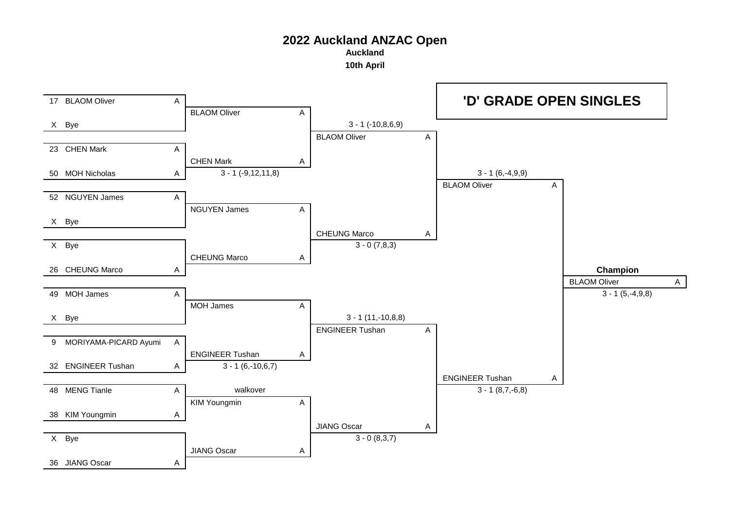# 2022 Auckland ANZAC Open

**Auckland**

**10th April**

## 'D' GRADE OPEN SINGLES

### Round 1

| Seed | Player | Club |
|---|---|---|
| 17 | BLAOM Oliver | A |
| X | Bye | |
| 23 | CHEN Mark | A |
| 50 | MOH Nicholas | A |
| 52 | NGUYEN James | A |
| X | Bye | |
| X | Bye | |
| 26 | CHEUNG Marco | A |
| 49 | MOH James | A |
| X | Bye | |
| 9 | MORIYAMA-PICARD Ayumi | A |
| 32 | ENGINEER Tushan | A |
| 48 | MENG Tianle | A |
| 38 | KIM Youngmin | A |
| X | Bye | |
| 36 | JIANG Oscar | A |

### Round 2

| Winner | Club | Score |
|---|---|---|
| BLAOM Oliver | A | |
| CHEN Mark | A | 3 - 1 (-9,12,11,8) |
| NGUYEN James | A | |
| CHEUNG Marco | A | |
| MOH James | A | |
| ENGINEER Tushan | A | 3 - 1 (6,-10,6,7) |
| KIM Youngmin | A | walkover |
| JIANG Oscar | A | |

### Quarter-finals

| Winner | Club | Score |
|---|---|---|
| BLAOM Oliver | A | 3 - 1 (-10,8,6,9) |
| CHEUNG Marco | A | 3 - 0 (7,8,3) |
| ENGINEER Tushan | A | 3 - 1 (11,-10,8,8) |
| JIANG Oscar | A | 3 - 0 (8,3,7) |

### Semi-finals

| Winner | Club | Score |
|---|---|---|
| BLAOM Oliver | A | 3 - 1 (6,-4,9,9) |
| ENGINEER Tushan | A | 3 - 1 (8,7,-6,8) |

### Champion

| Winner | Club | Score |
|---|---|---|
| BLAOM Oliver | A | 3 - 1 (5,-4,9,8) |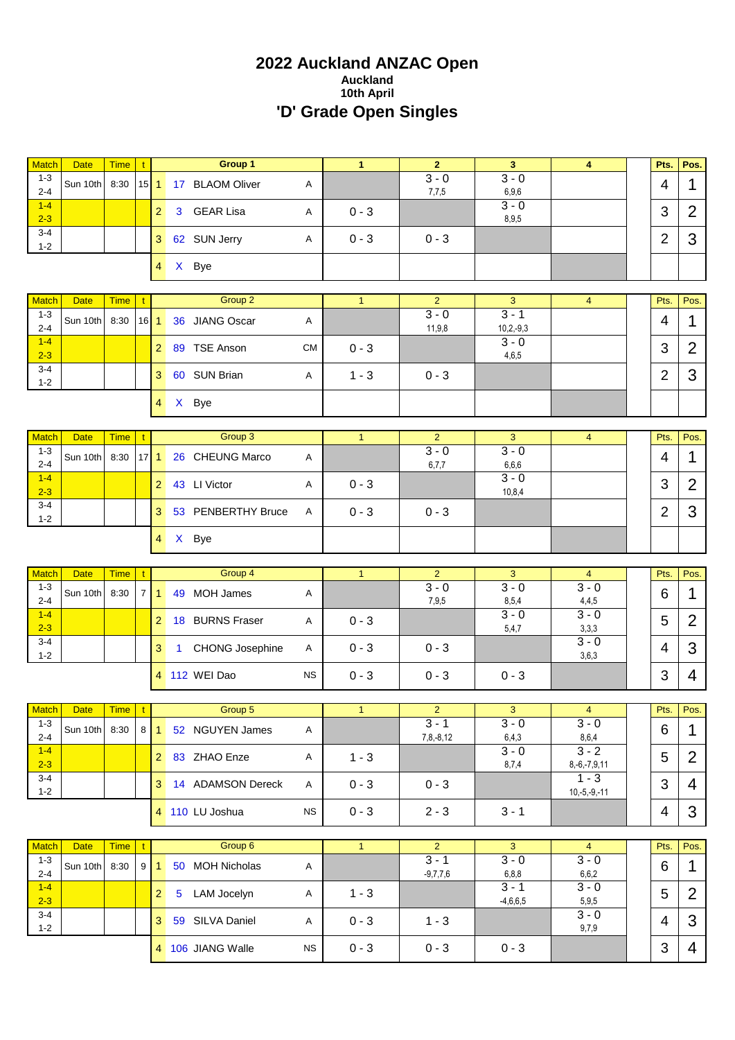# 2022 Auckland ANZAC Open

### Auckland
### 10th April

## 'D' Grade Open Singles

| Match | Date | Time | t | | | Group 1 | | 1 | 2 | 3 | 4 | | Pts. | Pos. |
|---|---|---|---|---|---|---|---|---|---|---|---|---|---|---|
| 1-3 2-4 | Sun 10th | 8:30 | 15 | 1 | 17 | BLAOM Oliver | A | | 3 - 0 7,7,5 | 3 - 0 6,9,6 | | | 4 | 1 |
| 1-4 2-3 | | | | 2 | 3 | GEAR Lisa | A | 0 - 3 | | 3 - 0 8,9,5 | | | 3 | 2 |
| 3-4 1-2 | | | | 3 | 62 | SUN Jerry | A | 0 - 3 | 0 - 3 | | | | 2 | 3 |
| | | | | 4 | X | Bye | | | | | | | | |

| Match | Date | Time | t | | | Group 2 | | 1 | 2 | 3 | 4 | | Pts. | Pos. |
|---|---|---|---|---|---|---|---|---|---|---|---|---|---|---|
| 1-3 2-4 | Sun 10th | 8:30 | 16 | 1 | 36 | JIANG Oscar | A | | 3 - 0 11,9,8 | 3 - 1 10,2,-9,3 | | | 4 | 1 |
| 1-4 2-3 | | | | 2 | 89 | TSE Anson | CM | 0 - 3 | | 3 - 0 4,6,5 | | | 3 | 2 |
| 3-4 1-2 | | | | 3 | 60 | SUN Brian | A | 1 - 3 | 0 - 3 | | | | 2 | 3 |
| | | | | 4 | X | Bye | | | | | | | | |

| Match | Date | Time | t | | | Group 3 | | 1 | 2 | 3 | 4 | | Pts. | Pos. |
|---|---|---|---|---|---|---|---|---|---|---|---|---|---|---|
| 1-3 2-4 | Sun 10th | 8:30 | 17 | 1 | 26 | CHEUNG Marco | A | | 3 - 0 6,7,7 | 3 - 0 6,6,6 | | | 4 | 1 |
| 1-4 2-3 | | | | 2 | 43 | LI Victor | A | 0 - 3 | | 3 - 0 10,8,4 | | | 3 | 2 |
| 3-4 1-2 | | | | 3 | 53 | PENBERTHY Bruce | A | 0 - 3 | 0 - 3 | | | | 2 | 3 |
| | | | | 4 | X | Bye | | | | | | | | |

| Match | Date | Time | t | | | Group 4 | | 1 | 2 | 3 | 4 | | Pts. | Pos. |
|---|---|---|---|---|---|---|---|---|---|---|---|---|---|---|
| 1-3 2-4 | Sun 10th | 8:30 | 7 | 1 | 49 | MOH James | A | | 3 - 0 7,9,5 | 3 - 0 8,5,4 | 3 - 0 4,4,5 | | 6 | 1 |
| 1-4 2-3 | | | | 2 | 18 | BURNS Fraser | A | 0 - 3 | | 3 - 0 5,4,7 | 3 - 0 3,3,3 | | 5 | 2 |
| 3-4 1-2 | | | | 3 | 1 | CHONG Josephine | A | 0 - 3 | 0 - 3 | | 3 - 0 3,6,3 | | 4 | 3 |
| | | | | 4 | 112 | WEI Dao | NS | 0 - 3 | 0 - 3 | 0 - 3 | | | 3 | 4 |

| Match | Date | Time | t | | | Group 5 | | 1 | 2 | 3 | 4 | | Pts. | Pos. |
|---|---|---|---|---|---|---|---|---|---|---|---|---|---|---|
| 1-3 2-4 | Sun 10th | 8:30 | 8 | 1 | 52 | NGUYEN James | A | | 3 - 1 7,8,-8,12 | 3 - 0 6,4,3 | 3 - 0 8,6,4 | | 6 | 1 |
| 1-4 2-3 | | | | 2 | 83 | ZHAO Enze | A | 1 - 3 | | 3 - 0 8,7,4 | 3 - 2 8,-6,-7,9,11 | | 5 | 2 |
| 3-4 1-2 | | | | 3 | 14 | ADAMSON Dereck | A | 0 - 3 | 0 - 3 | | 1 - 3 10,-5,-9,-11 | | 3 | 4 |
| | | | | 4 | 110 | LU Joshua | NS | 0 - 3 | 2 - 3 | 3 - 1 | | | 4 | 3 |

| Match | Date | Time | t | | | Group 6 | | 1 | 2 | 3 | 4 | | Pts. | Pos. |
|---|---|---|---|---|---|---|---|---|---|---|---|---|---|---|
| 1-3 2-4 | Sun 10th | 8:30 | 9 | 1 | 50 | MOH Nicholas | A | | 3 - 1 -9,7,7,6 | 3 - 0 6,8,8 | 3 - 0 6,6,2 | | 6 | 1 |
| 1-4 2-3 | | | | 2 | 5 | LAM Jocelyn | A | 1 - 3 | | 3 - 1 -4,6,6,5 | 3 - 0 5,9,5 | | 5 | 2 |
| 3-4 1-2 | | | | 3 | 59 | SILVA Daniel | A | 0 - 3 | 1 - 3 | | 3 - 0 9,7,9 | | 4 | 3 |
| | | | | 4 | 106 | JIANG Walle | NS | 0 - 3 | 0 - 3 | 0 - 3 | | | 3 | 4 |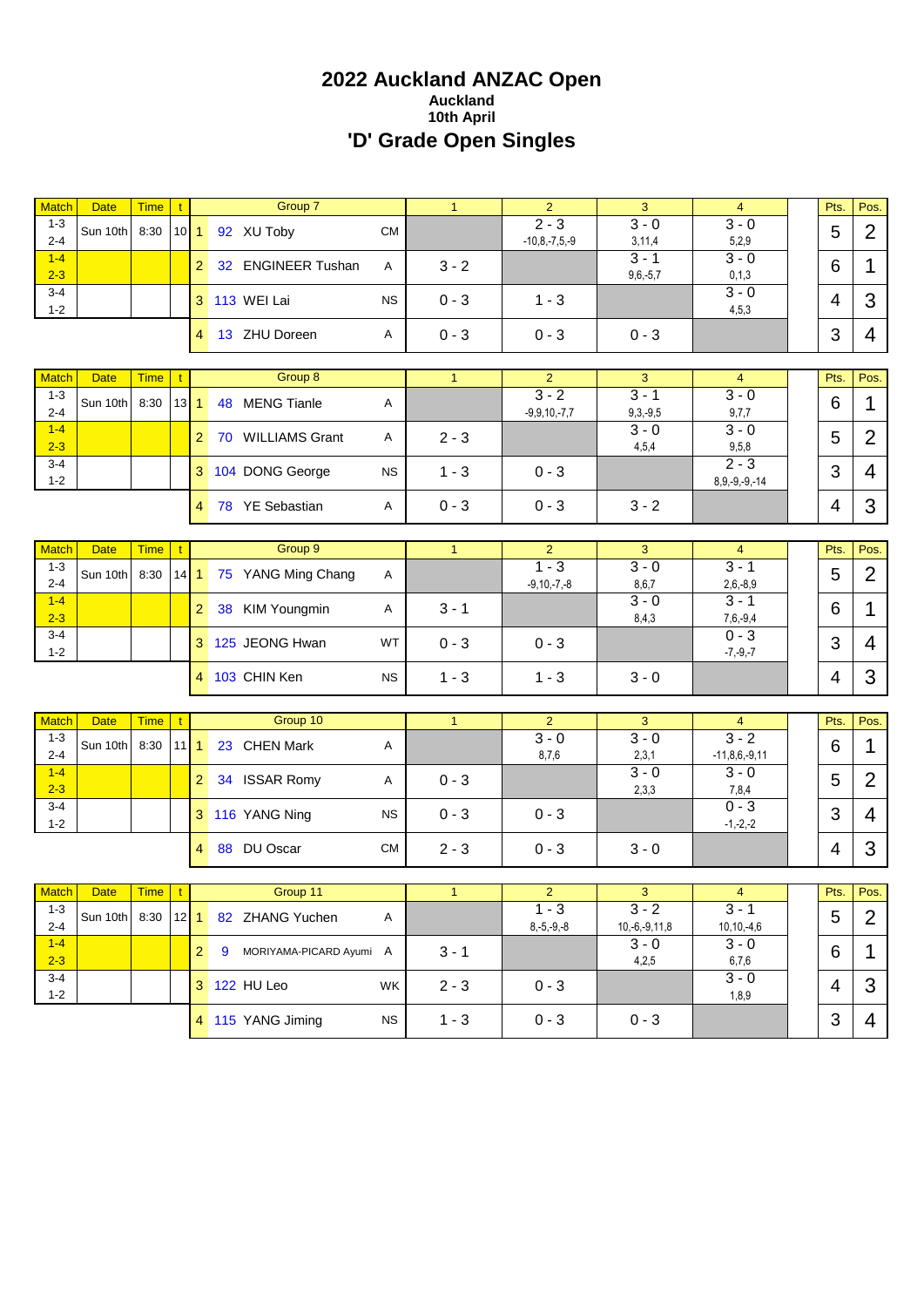# 2022 Auckland ANZAC Open

**Auckland**

**10th April**

## 'D' Grade Open Singles

| Match | Date | Time | t | | Group 7 | | 1 | 2 | 3 | 4 | | Pts. | Pos. |
|---|---|---|---|---|---|---|---|---|---|---|---|---|---|
| 1-3<br>2-4 | Sun 10th | 8:30 | 10 | 1 | 92 XU Toby | CM | | 2 - 3<br>-10,8,-7,5,-9 | 3 - 0<br>3,11,4 | 3 - 0<br>5,2,9 | | 5 | 2 |
| 1-4<br>2-3 | | | | 2 | 32 ENGINEER Tushan | A | 3 - 2 | | 3 - 1<br>9,6,-5,7 | 3 - 0<br>0,1,3 | | 6 | 1 |
| 3-4<br>1-2 | | | | 3 | 113 WEI Lai | NS | 0 - 3 | 1 - 3 | | 3 - 0<br>4,5,3 | | 4 | 3 |
| | | | | 4 | 13 ZHU Doreen | A | 0 - 3 | 0 - 3 | 0 - 3 | | | 3 | 4 |

| Match | Date | Time | t | | Group 8 | | 1 | 2 | 3 | 4 | | Pts. | Pos. |
|---|---|---|---|---|---|---|---|---|---|---|---|---|---|
| 1-3<br>2-4 | Sun 10th | 8:30 | 13 | 1 | 48 MENG Tianle | A | | 3 - 2<br>-9,9,10,-7,7 | 3 - 1<br>9,3,-9,5 | 3 - 0<br>9,7,7 | | 6 | 1 |
| 1-4<br>2-3 | | | | 2 | 70 WILLIAMS Grant | A | 2 - 3 | | 3 - 0<br>4,5,4 | 3 - 0<br>9,5,8 | | 5 | 2 |
| 3-4<br>1-2 | | | | 3 | 104 DONG George | NS | 1 - 3 | 0 - 3 | | 2 - 3<br>8,9,-9,-9,-14 | | 3 | 4 |
| | | | | 4 | 78 YE Sebastian | A | 0 - 3 | 0 - 3 | 3 - 2 | | | 4 | 3 |

| Match | Date | Time | t | | Group 9 | | 1 | 2 | 3 | 4 | | Pts. | Pos. |
|---|---|---|---|---|---|---|---|---|---|---|---|---|---|
| 1-3<br>2-4 | Sun 10th | 8:30 | 14 | 1 | 75 YANG Ming Chang | A | | 1 - 3<br>-9,10,-7,-8 | 3 - 0<br>8,6,7 | 3 - 1<br>2,6,-8,9 | | 5 | 2 |
| 1-4<br>2-3 | | | | 2 | 38 KIM Youngmin | A | 3 - 1 | | 3 - 0<br>8,4,3 | 3 - 1<br>7,6,-9,4 | | 6 | 1 |
| 3-4<br>1-2 | | | | 3 | 125 JEONG Hwan | WT | 0 - 3 | 0 - 3 | | 0 - 3<br>-7,-9,-7 | | 3 | 4 |
| | | | | 4 | 103 CHIN Ken | NS | 1 - 3 | 1 - 3 | 3 - 0 | | | 4 | 3 |

| Match | Date | Time | t | | Group 10 | | 1 | 2 | 3 | 4 | | Pts. | Pos. |
|---|---|---|---|---|---|---|---|---|---|---|---|---|---|
| 1-3<br>2-4 | Sun 10th | 8:30 | 11 | 1 | 23 CHEN Mark | A | | 3 - 0<br>8,7,6 | 3 - 0<br>2,3,1 | 3 - 2<br>-11,8,6,-9,11 | | 6 | 1 |
| 1-4<br>2-3 | | | | 2 | 34 ISSAR Romy | A | 0 - 3 | | 3 - 0<br>2,3,3 | 3 - 0<br>7,8,4 | | 5 | 2 |
| 3-4<br>1-2 | | | | 3 | 116 YANG Ning | NS | 0 - 3 | 0 - 3 | | 0 - 3<br>-1,-2,-2 | | 3 | 4 |
| | | | | 4 | 88 DU Oscar | CM | 2 - 3 | 0 - 3 | 3 - 0 | | | 4 | 3 |

| Match | Date | Time | t | | Group 11 | | 1 | 2 | 3 | 4 | | Pts. | Pos. |
|---|---|---|---|---|---|---|---|---|---|---|---|---|---|
| 1-3<br>2-4 | Sun 10th | 8:30 | 12 | 1 | 82 ZHANG Yuchen | A | | 1 - 3<br>8,-5,-9,-8 | 3 - 2<br>10,-6,-9,11,8 | 3 - 1<br>10,10,-4,6 | | 5 | 2 |
| 1-4<br>2-3 | | | | 2 | 9 MORIYAMA-PICARD Ayumi | A | 3 - 1 | | 3 - 0<br>4,2,5 | 3 - 0<br>6,7,6 | | 6 | 1 |
| 3-4<br>1-2 | | | | 3 | 122 HU Leo | WK | 2 - 3 | 0 - 3 | | 3 - 0<br>1,8,9 | | 4 | 3 |
| | | | | 4 | 115 YANG Jiming | NS | 1 - 3 | 0 - 3 | 0 - 3 | | | 3 | 4 |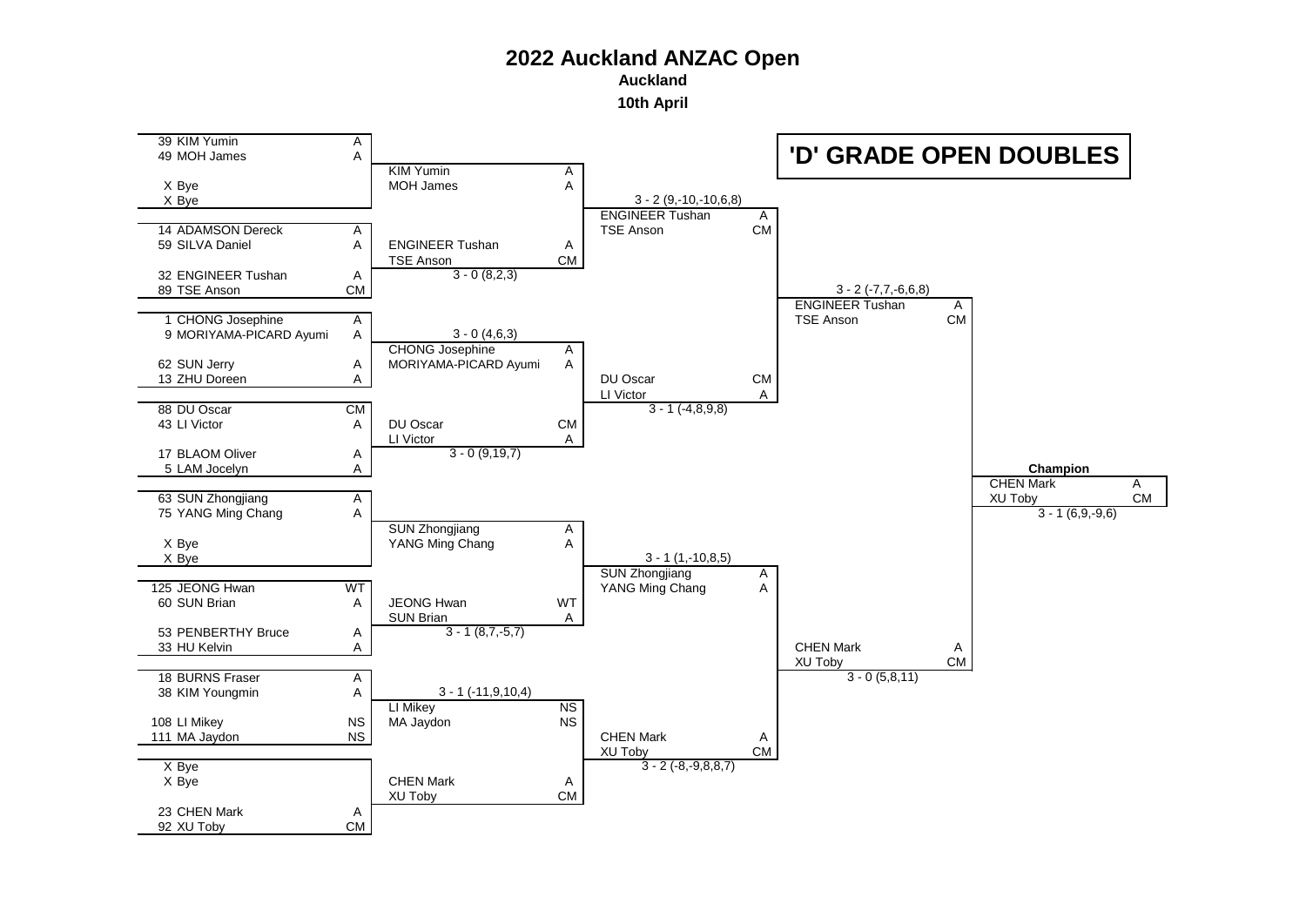# 2022 Auckland ANZAC Open

**Auckland**

**10th April**

## 'D' GRADE OPEN DOUBLES

### Round 1

| Pair 1 | | Pair 2 | | Winner | | Score |
|---|---|---|---|---|---|---|
| 39 KIM Yumin / 49 MOH James | A / A | X Bye / X Bye | | KIM Yumin / MOH James | A / A | |
| 14 ADAMSON Dereck / 59 SILVA Daniel | A / A | 32 ENGINEER Tushan / 89 TSE Anson | A / CM | ENGINEER Tushan / TSE Anson | A / CM | 3 - 0 (8,2,3) |
| 1 CHONG Josephine / 9 MORIYAMA-PICARD Ayumi | A / A | 62 SUN Jerry / 13 ZHU Doreen | A / A | CHONG Josephine / MORIYAMA-PICARD Ayumi | A / A | 3 - 0 (4,6,3) |
| 88 DU Oscar / 43 LI Victor | CM / A | 17 BLAOM Oliver / 5 LAM Jocelyn | A / A | DU Oscar / LI Victor | CM / A | 3 - 0 (9,19,7) |
| 63 SUN Zhongjiang / 75 YANG Ming Chang | A / A | X Bye / X Bye | | SUN Zhongjiang / YANG Ming Chang | A / A | |
| 125 JEONG Hwan / 60 SUN Brian | WT / A | 53 PENBERTHY Bruce / 33 HU Kelvin | A / A | JEONG Hwan / SUN Brian | WT / A | 3 - 1 (8,7,-5,7) |
| 18 BURNS Fraser / 38 KIM Youngmin | A / A | 108 LI Mikey / 111 MA Jaydon | NS / NS | LI Mikey / MA Jaydon | NS / NS | 3 - 1 (-11,9,10,4) |
| X Bye / X Bye | | 23 CHEN Mark / 92 XU Toby | A / CM | CHEN Mark / XU Toby | A / CM | |

### Quarterfinals

| Winner | | Score |
|---|---|---|
| ENGINEER Tushan / TSE Anson | A / CM | 3 - 2 (9,-10,-10,6,8) |
| DU Oscar / LI Victor | CM / A | 3 - 1 (-4,8,9,8) |
| SUN Zhongjiang / YANG Ming Chang | A / A | 3 - 1 (1,-10,8,5) |
| CHEN Mark / XU Toby | A / CM | 3 - 2 (-8,-9,8,8,7) |

### Semifinals

| Winner | | Score |
|---|---|---|
| ENGINEER Tushan / TSE Anson | A / CM | 3 - 2 (-7,7,-6,6,8) |
| CHEN Mark / XU Toby | A / CM | 3 - 0 (5,8,11) |

### Champion

| Champion | | Score |
|---|---|---|
| CHEN Mark / XU Toby | A / CM | 3 - 1 (6,9,-9,6) |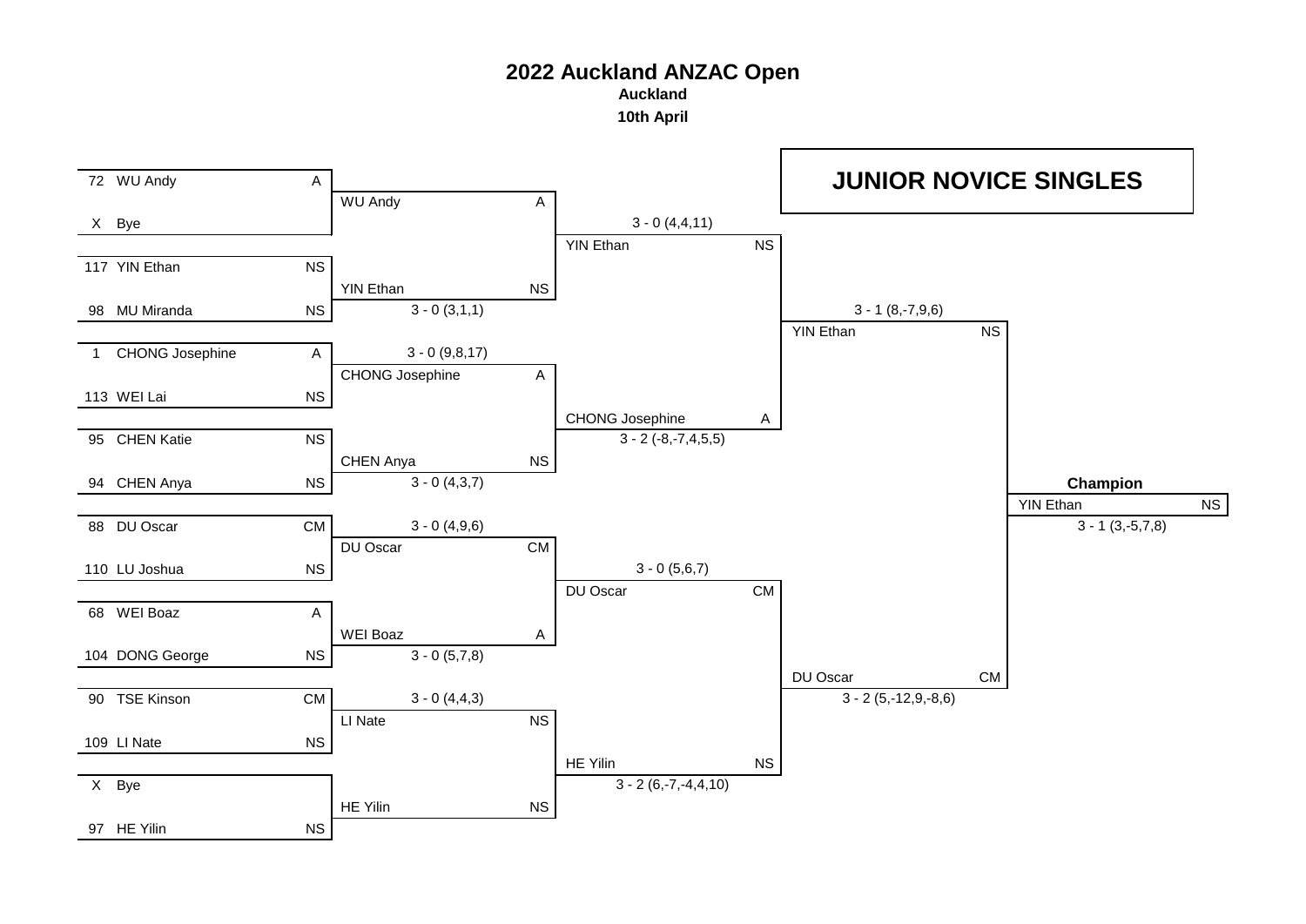# 2022 Auckland ANZAC Open

**Auckland**

**10th April**

## JUNIOR NOVICE SINGLES

### Round 1

| Seed | Player | Club |
|---|---|---|
| 72 | WU Andy | A |
| X | Bye | |
| 117 | YIN Ethan | NS |
| 98 | MU Miranda | NS |
| 1 | CHONG Josephine | A |
| 113 | WEI Lai | NS |
| 95 | CHEN Katie | NS |
| 94 | CHEN Anya | NS |
| 88 | DU Oscar | CM |
| 110 | LU Joshua | NS |
| 68 | WEI Boaz | A |
| 104 | DONG George | NS |
| 90 | TSE Kinson | CM |
| 109 | LI Nate | NS |
| X | Bye | |
| 97 | HE Yilin | NS |

### Round 2

| Winner | Club | Score |
|---|---|---|
| WU Andy | A | |
| YIN Ethan | NS | 3 - 0 (3,1,1) |
| CHONG Josephine | A | 3 - 0 (9,8,17) |
| CHEN Anya | NS | 3 - 0 (4,3,7) |
| DU Oscar | CM | 3 - 0 (4,9,6) |
| WEI Boaz | A | 3 - 0 (5,7,8) |
| LI Nate | NS | 3 - 0 (4,4,3) |
| HE Yilin | NS | |

### Quarter-finals

| Winner | Club | Score |
|---|---|---|
| YIN Ethan | NS | 3 - 0 (4,4,11) |
| CHONG Josephine | A | 3 - 2 (-8,-7,4,5,5) |
| DU Oscar | CM | 3 - 0 (5,6,7) |
| HE Yilin | NS | 3 - 2 (6,-7,-4,4,10) |

### Semi-finals

| Winner | Club | Score |
|---|---|---|
| YIN Ethan | NS | 3 - 1 (8,-7,9,6) |
| DU Oscar | CM | 3 - 2 (5,-12,9,-8,6) |

### Champion

| Winner | Club | Score |
|---|---|---|
| YIN Ethan | NS | 3 - 1 (3,-5,7,8) |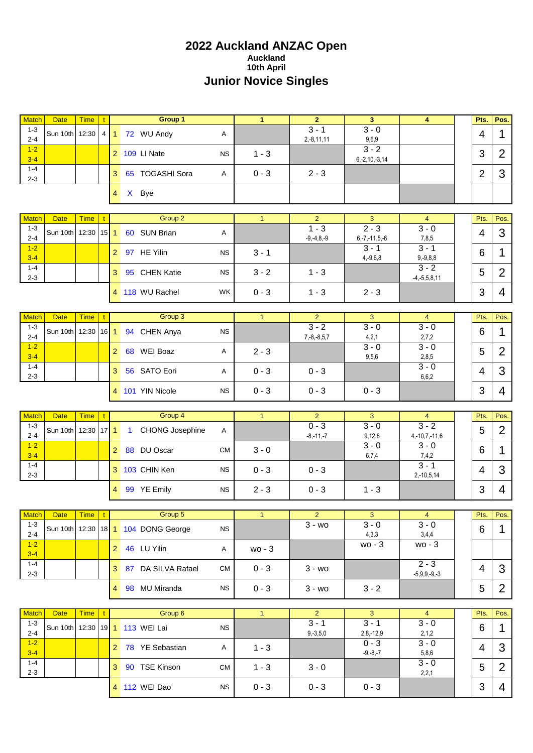# 2022 Auckland ANZAC Open

**Auckland**

**10th April**

## Junior Novice Singles

| Match | Date | Time | t | | Group 1 | | 1 | 2 | 3 | 4 | | Pts. | Pos. |
|---|---|---|---|---|---|---|---|---|---|---|---|---|---|
| 1-3 2-4 | Sun 10th | 12:30 | 4 | 1 | 72 WU Andy | A | | 3 - 1 2,-8,11,11 | 3 - 0 9,6,9 | | | 4 | 1 |
| 1-2 3-4 | | | | 2 | 109 LI Nate | NS | 1 - 3 | | 3 - 2 6,-2,10,-3,14 | | | 3 | 2 |
| 1-4 2-3 | | | | 3 | 65 TOGASHI Sora | A | 0 - 3 | 2 - 3 | | | | 2 | 3 |
| | | | | 4 | X Bye | | | | | | | | |

| Match | Date | Time | t | | Group 2 | | 1 | 2 | 3 | 4 | | Pts. | Pos. |
|---|---|---|---|---|---|---|---|---|---|---|---|---|---|
| 1-3 2-4 | Sun 10th | 12:30 | 15 | 1 | 60 SUN Brian | A | | 1 - 3 -9,-4,8,-9 | 2 - 3 6,-7,-11,5,-6 | 3 - 0 7,8,5 | | 4 | 3 |
| 1-2 3-4 | | | | 2 | 97 HE Yilin | NS | 3 - 1 | | 3 - 1 4,-9,6,8 | 3 - 1 9,-9,8,8 | | 6 | 1 |
| 1-4 2-3 | | | | 3 | 95 CHEN Katie | NS | 3 - 2 | 1 - 3 | | 3 - 2 -4,-5,5,8,11 | | 5 | 2 |
| | | | | 4 | 118 WU Rachel | WK | 0 - 3 | 1 - 3 | 2 - 3 | | | 3 | 4 |

| Match | Date | Time | t | | Group 3 | | 1 | 2 | 3 | 4 | | Pts. | Pos. |
|---|---|---|---|---|---|---|---|---|---|---|---|---|---|
| 1-3 2-4 | Sun 10th | 12:30 | 16 | 1 | 94 CHEN Anya | NS | | 3 - 2 7,-8,-8,5,7 | 3 - 0 4,2,1 | 3 - 0 2,7,2 | | 6 | 1 |
| 1-2 3-4 | | | | 2 | 68 WEI Boaz | A | 2 - 3 | | 3 - 0 9,5,6 | 3 - 0 2,8,5 | | 5 | 2 |
| 1-4 2-3 | | | | 3 | 56 SATO Eori | A | 0 - 3 | 0 - 3 | | 3 - 0 6,6,2 | | 4 | 3 |
| | | | | 4 | 101 YIN Nicole | NS | 0 - 3 | 0 - 3 | 0 - 3 | | | 3 | 4 |

| Match | Date | Time | t | | Group 4 | | 1 | 2 | 3 | 4 | | Pts. | Pos. |
|---|---|---|---|---|---|---|---|---|---|---|---|---|---|
| 1-3 2-4 | Sun 10th | 12:30 | 17 | 1 | 1 CHONG Josephine | A | | 0 - 3 -8,-11,-7 | 3 - 0 9,12,8 | 3 - 2 4,-10,7,-11,6 | | 5 | 2 |
| 1-2 3-4 | | | | 2 | 88 DU Oscar | CM | 3 - 0 | | 3 - 0 6,7,4 | 3 - 0 7,4,2 | | 6 | 1 |
| 1-4 2-3 | | | | 3 | 103 CHIN Ken | NS | 0 - 3 | 0 - 3 | | 3 - 1 2,-10,5,14 | | 4 | 3 |
| | | | | 4 | 99 YE Emily | NS | 2 - 3 | 0 - 3 | 1 - 3 | | | 3 | 4 |

| Match | Date | Time | t | | Group 5 | | 1 | 2 | 3 | 4 | | Pts. | Pos. |
|---|---|---|---|---|---|---|---|---|---|---|---|---|---|
| 1-3 2-4 | Sun 10th | 12:30 | 18 | 1 | 104 DONG George | NS | | 3 - wo | 3 - 0 4,3,3 | 3 - 0 3,4,4 | | 6 | 1 |
| 1-2 3-4 | | | | 2 | 46 LU Yilin | A | wo - 3 | | wo - 3 | wo - 3 | | | |
| 1-4 2-3 | | | | 3 | 87 DA SILVA Rafael | CM | 0 - 3 | 3 - wo | | 2 - 3 -5,9,9,-9,-3 | | 4 | 3 |
| | | | | 4 | 98 MU Miranda | NS | 0 - 3 | 3 - wo | 3 - 2 | | | 5 | 2 |

| Match | Date | Time | t | | Group 6 | | 1 | 2 | 3 | 4 | | Pts. | Pos. |
|---|---|---|---|---|---|---|---|---|---|---|---|---|---|
| 1-3 2-4 | Sun 10th | 12:30 | 19 | 1 | 113 WEI Lai | NS | | 3 - 1 9,-3,5,0 | 3 - 1 2,8,-12,9 | 3 - 0 2,1,2 | | 6 | 1 |
| 1-2 3-4 | | | | 2 | 78 YE Sebastian | A | 1 - 3 | | 0 - 3 -9,-8,-7 | 3 - 0 5,8,6 | | 4 | 3 |
| 1-4 2-3 | | | | 3 | 90 TSE Kinson | CM | 1 - 3 | 3 - 0 | | 3 - 0 2,2,1 | | 5 | 2 |
| | | | | 4 | 112 WEI Dao | NS | 0 - 3 | 0 - 3 | 0 - 3 | | | 3 | 4 |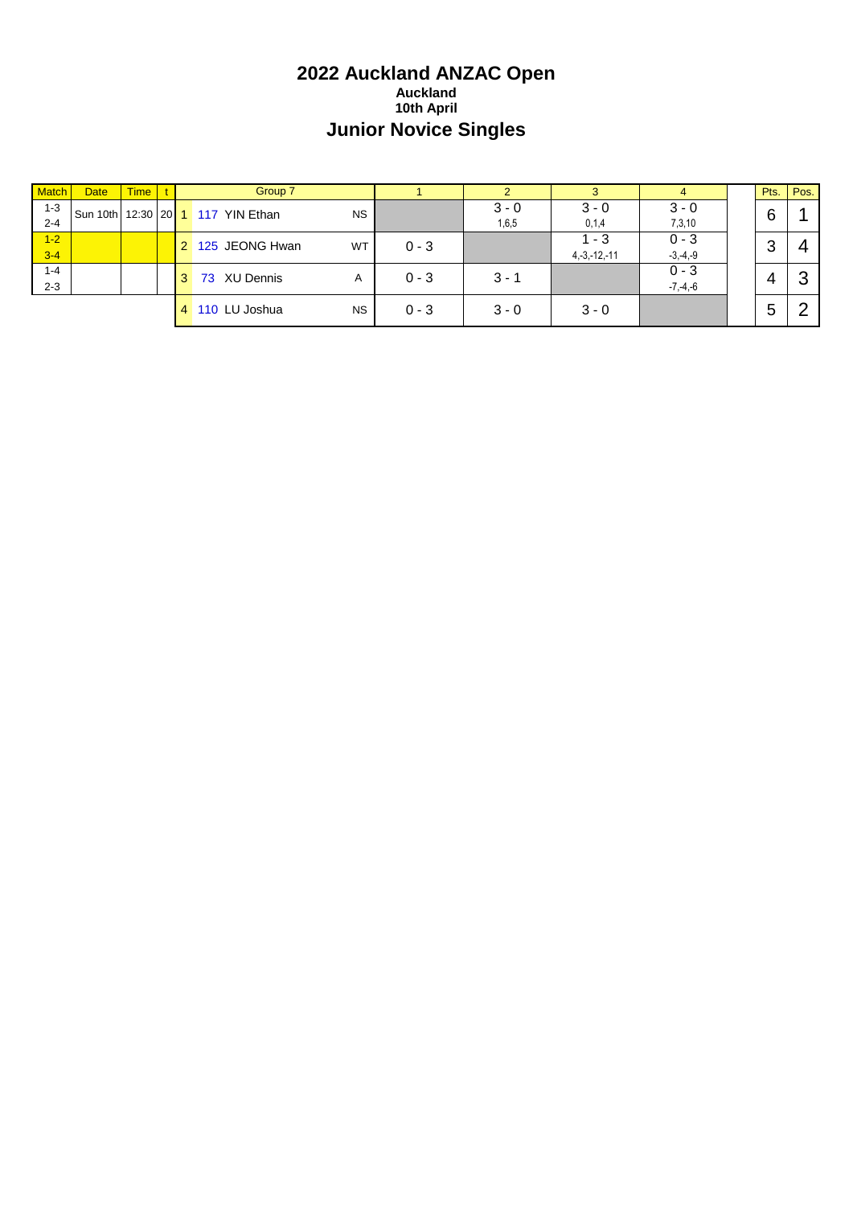# 2022 Auckland ANZAC Open

**Auckland**

**10th April**

## Junior Novice Singles

| Match | Date | Time | t | | Group 7 | | 1 | 2 | 3 | 4 | | Pts. | Pos. |
|---|---|---|---|---|---|---|---|---|---|---|---|---|---|
| 1-3<br>2-4 | Sun 10th | 12:30 | 20 | 1 | 117 YIN Ethan | NS | | 3 - 0<br>1,6,5 | 3 - 0<br>0,1,4 | 3 - 0<br>7,3,10 | | 6 | 1 |
| 1-2<br>3-4 | | | | 2 | 125 JEONG Hwan | WT | 0 - 3 | | 1 - 3<br>4,-3,-12,-11 | 0 - 3<br>-3,-4,-9 | | 3 | 4 |
| 1-4<br>2-3 | | | | 3 | 73 XU Dennis | A | 0 - 3 | 3 - 1 | | 0 - 3<br>-7,-4,-6 | | 4 | 3 |
| | | | | 4 | 110 LU Joshua | NS | 0 - 3 | 3 - 0 | 3 - 0 | | | 5 | 2 |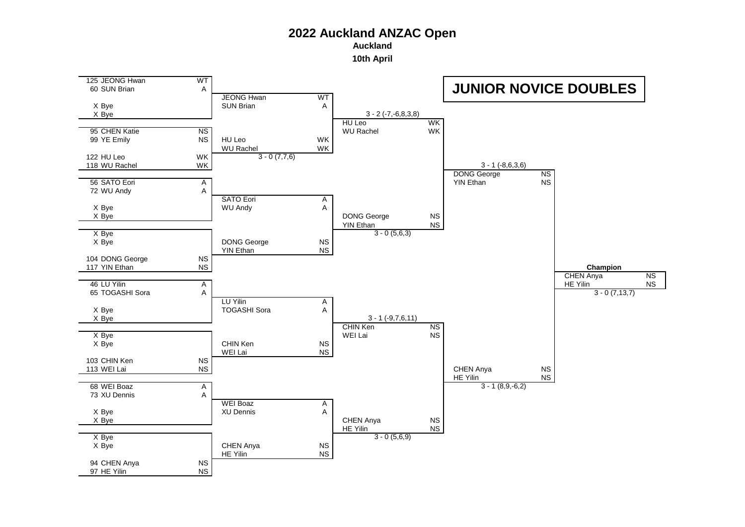# 2022 Auckland ANZAC Open

**Auckland**

**10th April**

## JUNIOR NOVICE DOUBLES

### Round 1

| Pair | Club |
| --- | --- |
| 125 JEONG Hwan / 60 SUN Brian | WT / A |
| X Bye / X Bye | |
| 95 CHEN Katie / 99 YE Emily | NS / NS |
| 122 HU Leo / 118 WU Rachel | WK / WK |
| 56 SATO Eori / 72 WU Andy | A / A |
| X Bye / X Bye | |
| X Bye / X Bye | |
| 104 DONG George / 117 YIN Ethan | NS / NS |
| 46 LU Yilin / 65 TOGASHI Sora | A / A |
| X Bye / X Bye | |
| X Bye / X Bye | |
| 103 CHIN Ken / 113 WEI Lai | NS / NS |
| 68 WEI Boaz / 73 XU Dennis | A / A |
| X Bye / X Bye | |
| X Bye / X Bye | |
| 94 CHEN Anya / 97 HE Yilin | NS / NS |

### Round 2

| Winner | Club | Score |
| --- | --- | --- |
| JEONG Hwan / SUN Brian | WT / A | |
| HU Leo / WU Rachel | WK / WK | 3 - 0 (7,7,6) |
| SATO Eori / WU Andy | A / A | |
| DONG George / YIN Ethan | NS / NS | |
| LU Yilin / TOGASHI Sora | A / A | |
| CHIN Ken / WEI Lai | NS / NS | |
| WEI Boaz / XU Dennis | A / A | |
| CHEN Anya / HE Yilin | NS / NS | |

### Quarter-finals

| Winner | Club | Score |
| --- | --- | --- |
| HU Leo / WU Rachel | WK / WK | 3 - 2 (-7,-6,8,3,8) |
| DONG George / YIN Ethan | NS / NS | 3 - 0 (5,6,3) |
| CHIN Ken / WEI Lai | NS / NS | 3 - 1 (-9,7,6,11) |
| CHEN Anya / HE Yilin | NS / NS | 3 - 0 (5,6,9) |

### Semi-finals

| Winner | Club | Score |
| --- | --- | --- |
| DONG George / YIN Ethan | NS / NS | 3 - 1 (-8,6,3,6) |
| CHEN Anya / HE Yilin | NS / NS | 3 - 1 (8,9,-6,2) |

### Champion

| Winner | Club | Score |
| --- | --- | --- |
| CHEN Anya / HE Yilin | NS / NS | 3 - 0 (7,13,7) |